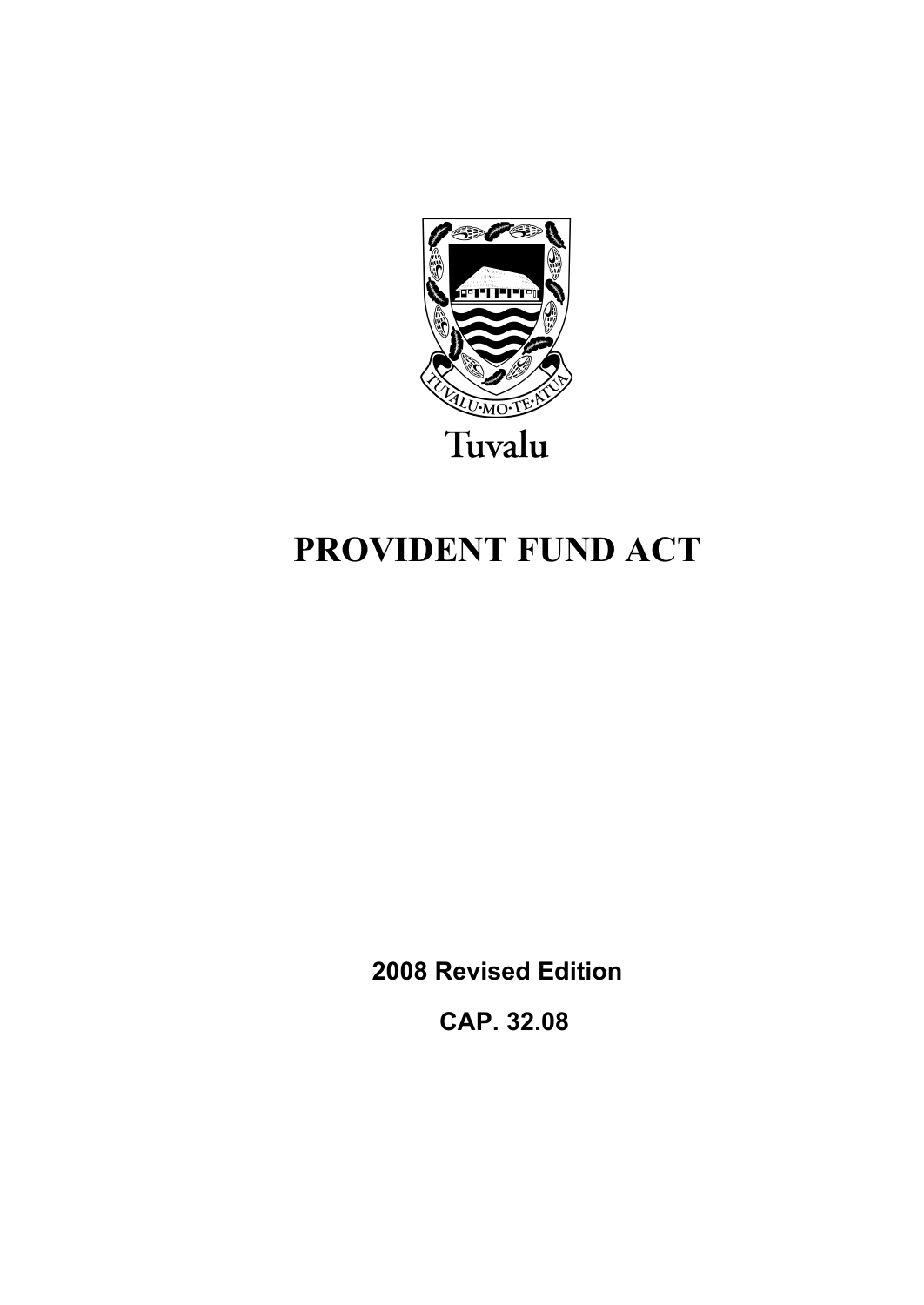TUVALU MO TE ATUA

Tuvalu

# PROVIDENT FUND ACT

**2008 Revised Edition**

**CAP. 32.08**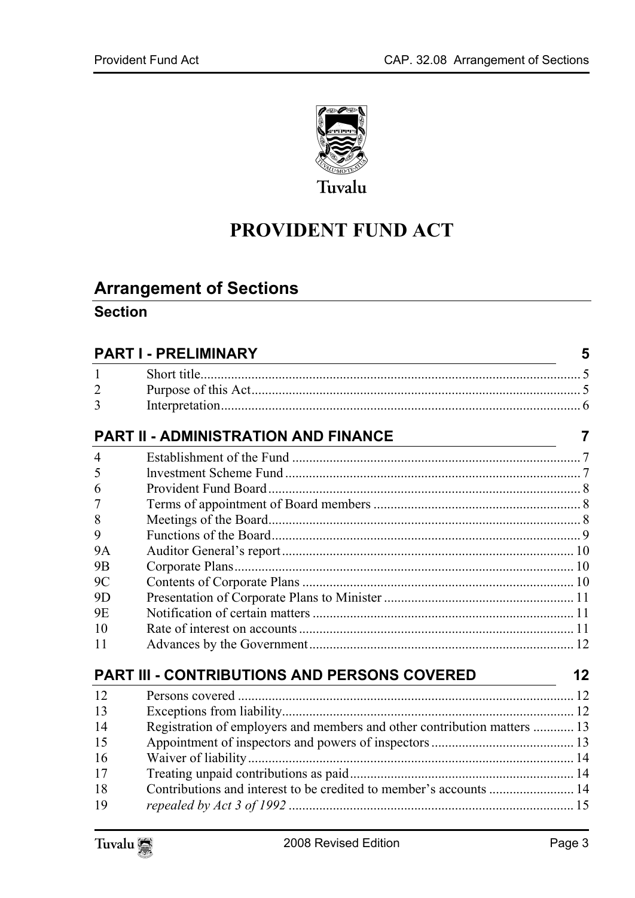Tuvalu

# PROVIDENT FUND ACT

## Arrangement of Sections

### Section

| | | |
|---|---|---|
| **PART I - PRELIMINARY** | | **5** |
| 1 | Short title | 5 |
| 2 | Purpose of this Act | 5 |
| 3 | Interpretation | 6 |
| **PART II - ADMINISTRATION AND FINANCE** | | **7** |
| 4 | Establishment of the Fund | 7 |
| 5 | lnvestment Scheme Fund | 7 |
| 6 | Provident Fund Board | 8 |
| 7 | Terms of appointment of Board members | 8 |
| 8 | Meetings of the Board | 8 |
| 9 | Functions of the Board | 9 |
| 9A | Auditor General's report | 10 |
| 9B | Corporate Plans | 10 |
| 9C | Contents of Corporate Plans | 10 |
| 9D | Presentation of Corporate Plans to Minister | 11 |
| 9E | Notification of certain matters | 11 |
| 10 | Rate of interest on accounts | 11 |
| 11 | Advances by the Government | 12 |
| **PART III - CONTRIBUTIONS AND PERSONS COVERED** | | **12** |
| 12 | Persons covered | 12 |
| 13 | Exceptions from liability | 12 |
| 14 | Registration of employers and members and other contribution matters | 13 |
| 15 | Appointment of inspectors and powers of inspectors | 13 |
| 16 | Waiver of liability | 14 |
| 17 | Treating unpaid contributions as paid | 14 |
| 18 | Contributions and interest to be credited to member's accounts | 14 |
| 19 | *repealed by Act 3 of 1992* | 15 |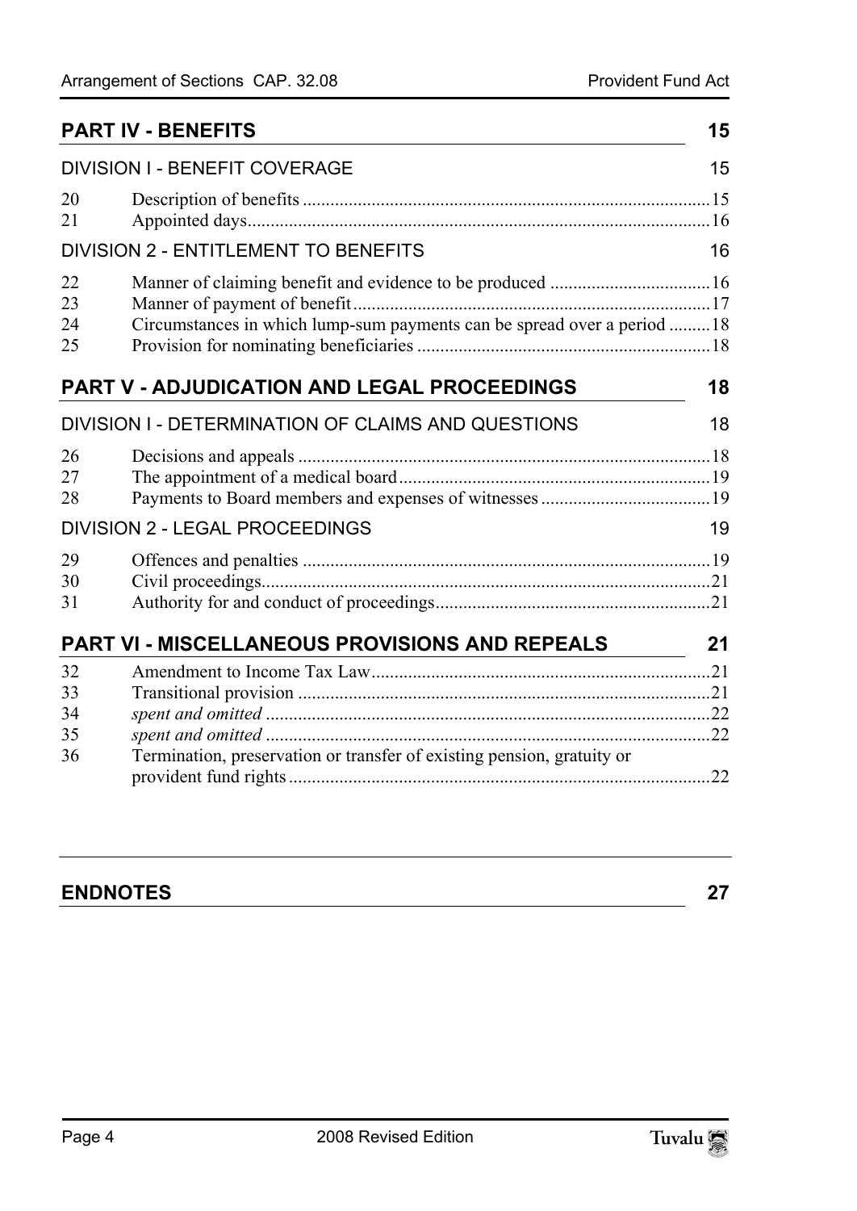## PART IV - BENEFITS 15

### DIVISION I - BENEFIT COVERAGE 15

| | | |
|---|---|---|
| 20 | Description of benefits | 15 |
| 21 | Appointed days | 16 |

### DIVISION 2 - ENTITLEMENT TO BENEFITS 16

| | | |
|---|---|---|
| 22 | Manner of claiming benefit and evidence to be produced | 16 |
| 23 | Manner of payment of benefit | 17 |
| 24 | Circumstances in which lump-sum payments can be spread over a period | 18 |
| 25 | Provision for nominating beneficiaries | 18 |

## PART V - ADJUDICATION AND LEGAL PROCEEDINGS 18

### DIVISION I - DETERMINATION OF CLAIMS AND QUESTIONS 18

| | | |
|---|---|---|
| 26 | Decisions and appeals | 18 |
| 27 | The appointment of a medical board | 19 |
| 28 | Payments to Board members and expenses of witnesses | 19 |

### DIVISION 2 - LEGAL PROCEEDINGS 19

| | | |
|---|---|---|
| 29 | Offences and penalties | 19 |
| 30 | Civil proceedings | 21 |
| 31 | Authority for and conduct of proceedings | 21 |

## PART VI - MISCELLANEOUS PROVISIONS AND REPEALS 21

| | | |
|---|---|---|
| 32 | Amendment to Income Tax Law | 21 |
| 33 | Transitional provision | 21 |
| 34 | *spent and omitted* | 22 |
| 35 | *spent and omitted* | 22 |
| 36 | Termination, preservation or transfer of existing pension, gratuity or provident fund rights | 22 |

## ENDNOTES 27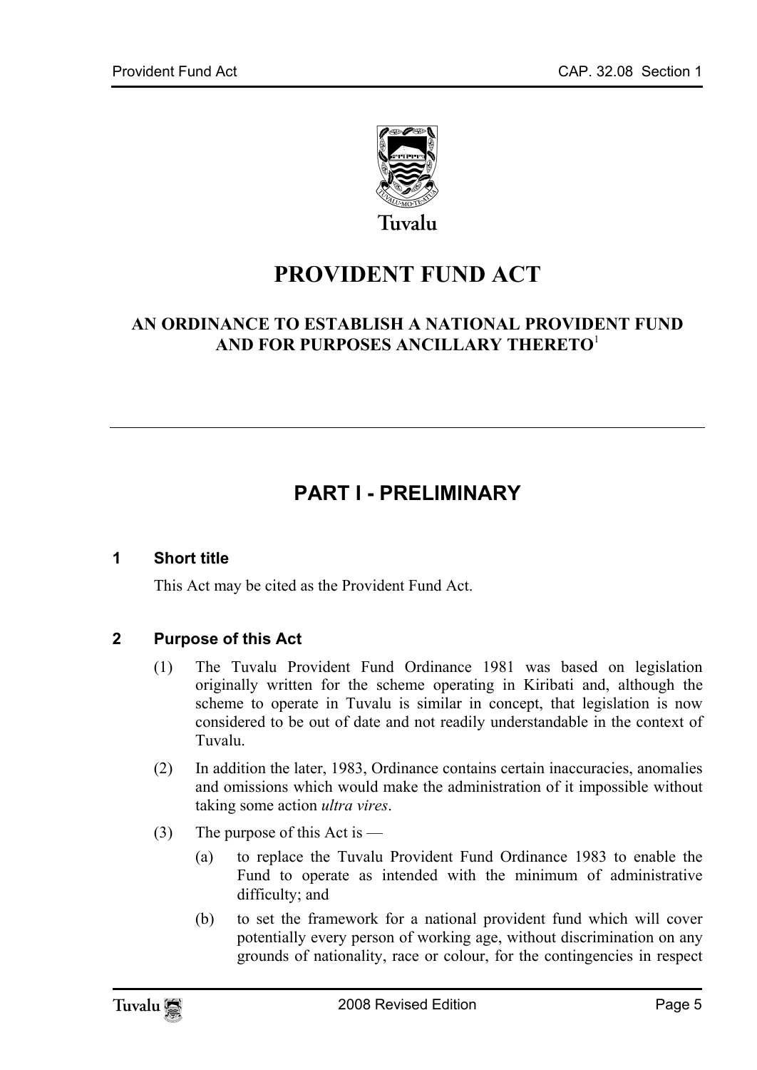Tuvalu

# PROVIDENT FUND ACT

## AN ORDINANCE TO ESTABLISH A NATIONAL PROVIDENT FUND AND FOR PURPOSES ANCILLARY THERETO[1]

## PART I - PRELIMINARY

### 1 Short title

This Act may be cited as the Provident Fund Act.

### 2 Purpose of this Act

(1) The Tuvalu Provident Fund Ordinance 1981 was based on legislation originally written for the scheme operating in Kiribati and, although the scheme to operate in Tuvalu is similar in concept, that legislation is now considered to be out of date and not readily understandable in the context of Tuvalu.

(2) In addition the later, 1983, Ordinance contains certain inaccuracies, anomalies and omissions which would make the administration of it impossible without taking some action *ultra vires*.

(3) The purpose of this Act is —

(a) to replace the Tuvalu Provident Fund Ordinance 1983 to enable the Fund to operate as intended with the minimum of administrative difficulty; and

(b) to set the framework for a national provident fund which will cover potentially every person of working age, without discrimination on any grounds of nationality, race or colour, for the contingencies in respect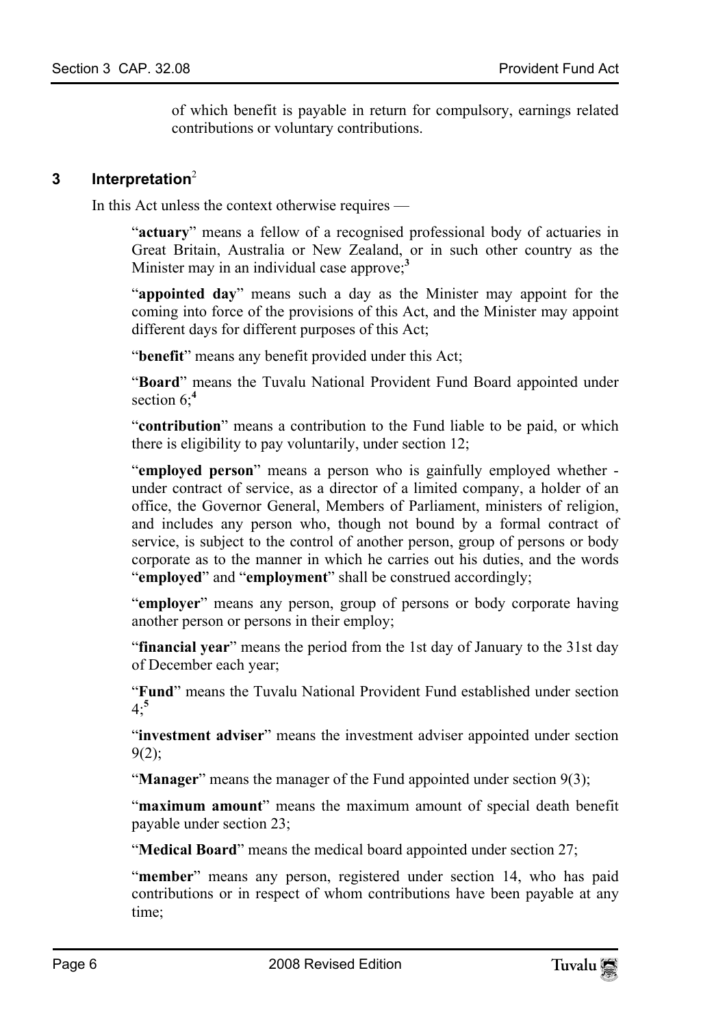of which benefit is payable in return for compulsory, earnings related contributions or voluntary contributions.

### 3 Interpretation[2]

In this Act unless the context otherwise requires —

"**actuary**" means a fellow of a recognised professional body of actuaries in Great Britain, Australia or New Zealand, or in such other country as the Minister may in an individual case approve;[3]

"**appointed day**" means such a day as the Minister may appoint for the coming into force of the provisions of this Act, and the Minister may appoint different days for different purposes of this Act;

"**benefit**" means any benefit provided under this Act;

"**Board**" means the Tuvalu National Provident Fund Board appointed under section 6;[4]

"**contribution**" means a contribution to the Fund liable to be paid, or which there is eligibility to pay voluntarily, under section 12;

"**employed person**" means a person who is gainfully employed whether - under contract of service, as a director of a limited company, a holder of an office, the Governor General, Members of Parliament, ministers of religion, and includes any person who, though not bound by a formal contract of service, is subject to the control of another person, group of persons or body corporate as to the manner in which he carries out his duties, and the words "**employed**" and "**employment**" shall be construed accordingly;

"**employer**" means any person, group of persons or body corporate having another person or persons in their employ;

"**financial year**" means the period from the 1st day of January to the 31st day of December each year;

"**Fund**" means the Tuvalu National Provident Fund established under section 4;[5]

"**investment adviser**" means the investment adviser appointed under section 9(2);

"**Manager**" means the manager of the Fund appointed under section 9(3);

"**maximum amount**" means the maximum amount of special death benefit payable under section 23;

"**Medical Board**" means the medical board appointed under section 27;

"**member**" means any person, registered under section 14, who has paid contributions or in respect of whom contributions have been payable at any time;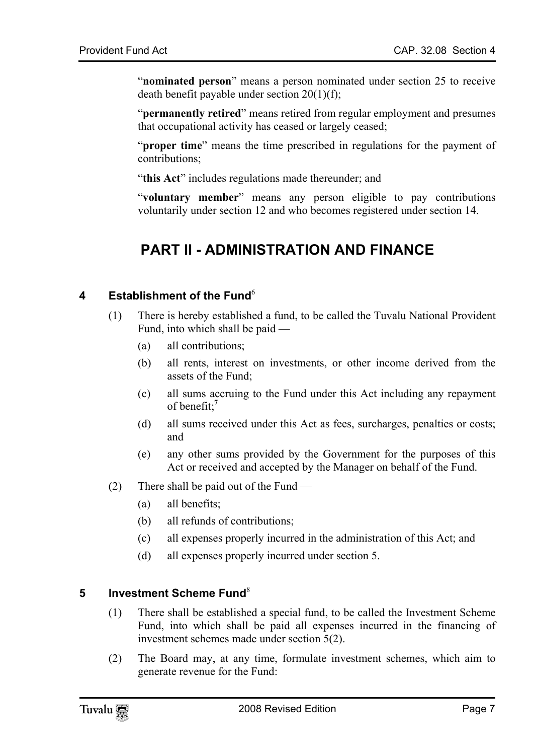"**nominated person**" means a person nominated under section 25 to receive death benefit payable under section 20(1)(f);

"**permanently retired**" means retired from regular employment and presumes that occupational activity has ceased or largely ceased;

"**proper time**" means the time prescribed in regulations for the payment of contributions;

"**this Act**" includes regulations made thereunder; and

"**voluntary member**" means any person eligible to pay contributions voluntarily under section 12 and who becomes registered under section 14.

# PART II - ADMINISTRATION AND FINANCE

### 4 Establishment of the Fund[6]

(1) There is hereby established a fund, to be called the Tuvalu National Provident Fund, into which shall be paid —

- (a) all contributions;
- (b) all rents, interest on investments, or other income derived from the assets of the Fund;
- (c) all sums accruing to the Fund under this Act including any repayment of benefit;[7]
- (d) all sums received under this Act as fees, surcharges, penalties or costs; and
- (e) any other sums provided by the Government for the purposes of this Act or received and accepted by the Manager on behalf of the Fund.

(2) There shall be paid out of the Fund —

- (a) all benefits;
- (b) all refunds of contributions;
- (c) all expenses properly incurred in the administration of this Act; and
- (d) all expenses properly incurred under section 5.

### 5 Investment Scheme Fund[8]

(1) There shall be established a special fund, to be called the Investment Scheme Fund, into which shall be paid all expenses incurred in the financing of investment schemes made under section 5(2).

(2) The Board may, at any time, formulate investment schemes, which aim to generate revenue for the Fund: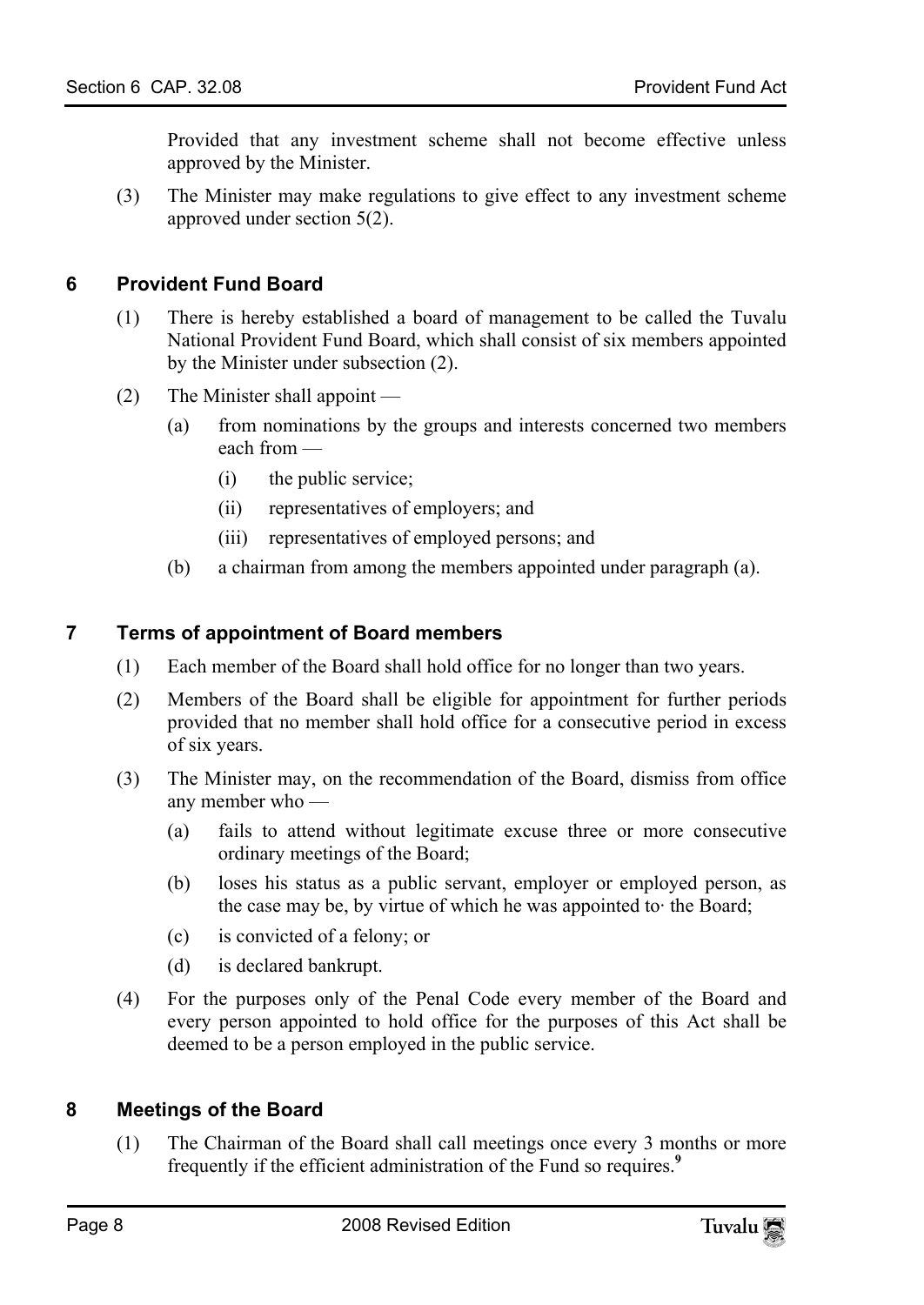Provided that any investment scheme shall not become effective unless approved by the Minister.

(3) The Minister may make regulations to give effect to any investment scheme approved under section 5(2).

## 6 Provident Fund Board

(1) There is hereby established a board of management to be called the Tuvalu National Provident Fund Board, which shall consist of six members appointed by the Minister under subsection (2).

(2) The Minister shall appoint —

(a) from nominations by the groups and interests concerned two members each from —

(i) the public service;

(ii) representatives of employers; and

(iii) representatives of employed persons; and

(b) a chairman from among the members appointed under paragraph (a).

## 7 Terms of appointment of Board members

(1) Each member of the Board shall hold office for no longer than two years.

(2) Members of the Board shall be eligible for appointment for further periods provided that no member shall hold office for a consecutive period in excess of six years.

(3) The Minister may, on the recommendation of the Board, dismiss from office any member who —

(a) fails to attend without legitimate excuse three or more consecutive ordinary meetings of the Board;

(b) loses his status as a public servant, employer or employed person, as the case may be, by virtue of which he was appointed to· the Board;

(c) is convicted of a felony; or

(d) is declared bankrupt.

(4) For the purposes only of the Penal Code every member of the Board and every person appointed to hold office for the purposes of this Act shall be deemed to be a person employed in the public service.

## 8 Meetings of the Board

(1) The Chairman of the Board shall call meetings once every 3 months or more frequently if the efficient administration of the Fund so requires.[9]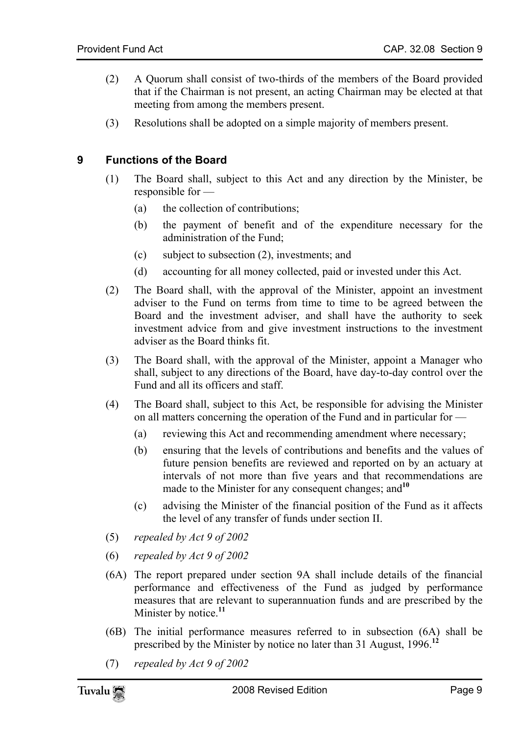(2) A Quorum shall consist of two-thirds of the members of the Board provided that if the Chairman is not present, an acting Chairman may be elected at that meeting from among the members present.

(3) Resolutions shall be adopted on a simple majority of members present.

### 9 Functions of the Board

(1) The Board shall, subject to this Act and any direction by the Minister, be responsible for —

- (a) the collection of contributions;
- (b) the payment of benefit and of the expenditure necessary for the administration of the Fund;
- (c) subject to subsection (2), investments; and
- (d) accounting for all money collected, paid or invested under this Act.

(2) The Board shall, with the approval of the Minister, appoint an investment adviser to the Fund on terms from time to time to be agreed between the Board and the investment adviser, and shall have the authority to seek investment advice from and give investment instructions to the investment adviser as the Board thinks fit.

(3) The Board shall, with the approval of the Minister, appoint a Manager who shall, subject to any directions of the Board, have day-to-day control over the Fund and all its officers and staff.

(4) The Board shall, subject to this Act, be responsible for advising the Minister on all matters concerning the operation of the Fund and in particular for —

- (a) reviewing this Act and recommending amendment where necessary;
- (b) ensuring that the levels of contributions and benefits and the values of future pension benefits are reviewed and reported on by an actuary at intervals of not more than five years and that recommendations are made to the Minister for any consequent changes; and[10]
- (c) advising the Minister of the financial position of the Fund as it affects the level of any transfer of funds under section II.

(5) *repealed by Act 9 of 2002*

(6) *repealed by Act 9 of 2002*

(6A) The report prepared under section 9A shall include details of the financial performance and effectiveness of the Fund as judged by performance measures that are relevant to superannuation funds and are prescribed by the Minister by notice.[11]

(6B) The initial performance measures referred to in subsection (6A) shall be prescribed by the Minister by notice no later than 31 August, 1996.[12]

(7) *repealed by Act 9 of 2002*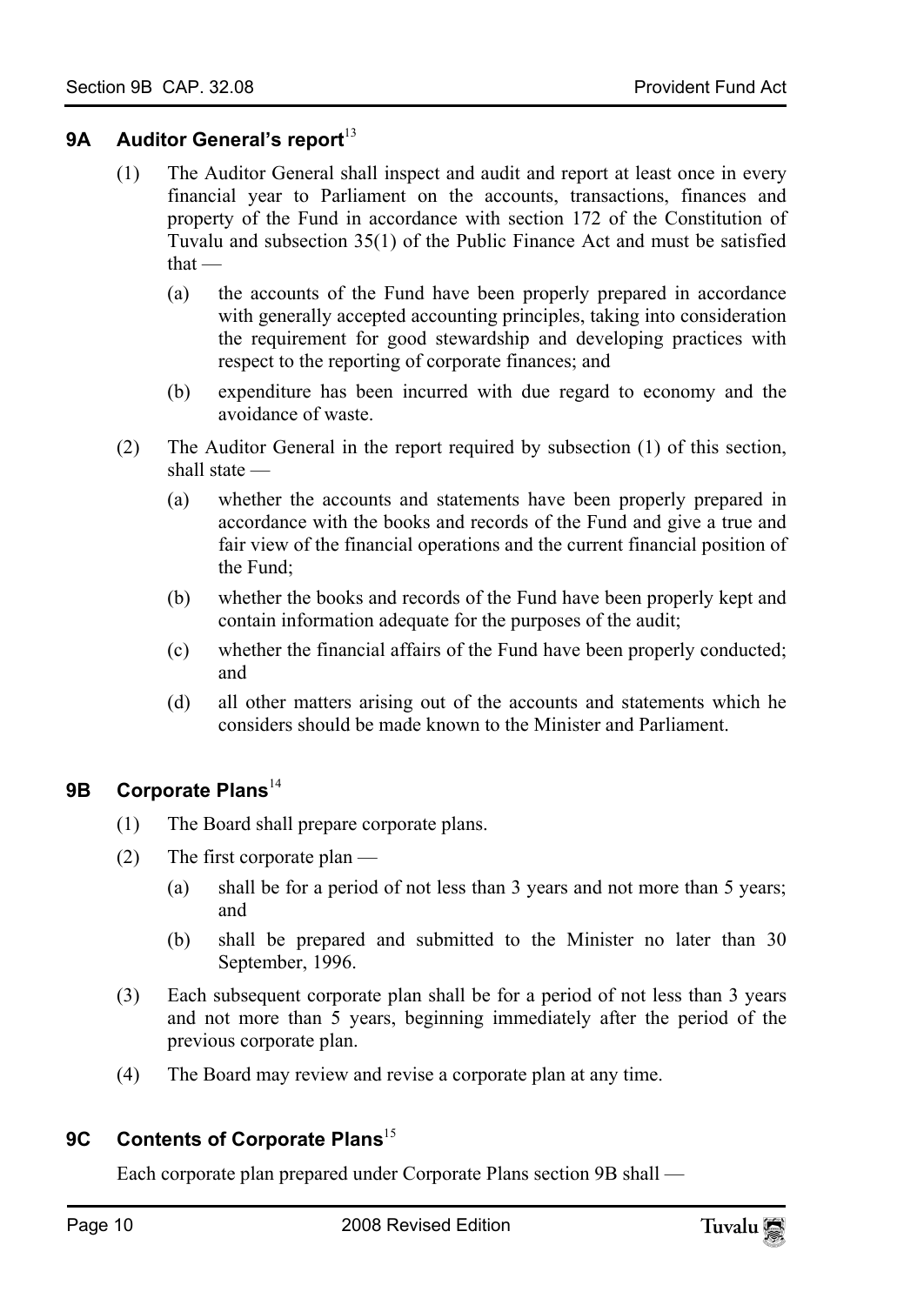## 9A Auditor General's report[13]

(1) The Auditor General shall inspect and audit and report at least once in every financial year to Parliament on the accounts, transactions, finances and property of the Fund in accordance with section 172 of the Constitution of Tuvalu and subsection 35(1) of the Public Finance Act and must be satisfied that —

(a) the accounts of the Fund have been properly prepared in accordance with generally accepted accounting principles, taking into consideration the requirement for good stewardship and developing practices with respect to the reporting of corporate finances; and

(b) expenditure has been incurred with due regard to economy and the avoidance of waste.

(2) The Auditor General in the report required by subsection (1) of this section, shall state —

(a) whether the accounts and statements have been properly prepared in accordance with the books and records of the Fund and give a true and fair view of the financial operations and the current financial position of the Fund;

(b) whether the books and records of the Fund have been properly kept and contain information adequate for the purposes of the audit;

(c) whether the financial affairs of the Fund have been properly conducted; and

(d) all other matters arising out of the accounts and statements which he considers should be made known to the Minister and Parliament.

## 9B Corporate Plans[14]

(1) The Board shall prepare corporate plans.

(2) The first corporate plan —

(a) shall be for a period of not less than 3 years and not more than 5 years; and

(b) shall be prepared and submitted to the Minister no later than 30 September, 1996.

(3) Each subsequent corporate plan shall be for a period of not less than 3 years and not more than 5 years, beginning immediately after the period of the previous corporate plan.

(4) The Board may review and revise a corporate plan at any time.

## 9C Contents of Corporate Plans[15]

Each corporate plan prepared under Corporate Plans section 9B shall —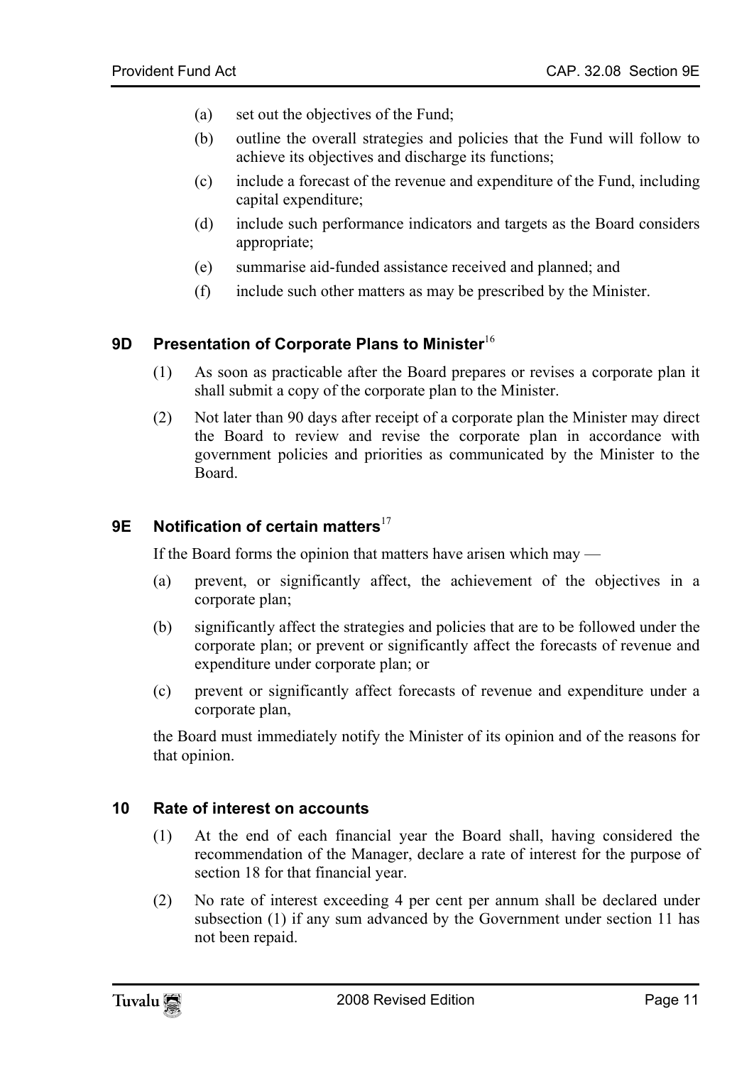(a) set out the objectives of the Fund;

(b) outline the overall strategies and policies that the Fund will follow to achieve its objectives and discharge its functions;

(c) include a forecast of the revenue and expenditure of the Fund, including capital expenditure;

(d) include such performance indicators and targets as the Board considers appropriate;

(e) summarise aid-funded assistance received and planned; and

(f) include such other matters as may be prescribed by the Minister.

### 9D Presentation of Corporate Plans to Minister[16]

(1) As soon as practicable after the Board prepares or revises a corporate plan it shall submit a copy of the corporate plan to the Minister.

(2) Not later than 90 days after receipt of a corporate plan the Minister may direct the Board to review and revise the corporate plan in accordance with government policies and priorities as communicated by the Minister to the Board.

### 9E Notification of certain matters[17]

If the Board forms the opinion that matters have arisen which may —

(a) prevent, or significantly affect, the achievement of the objectives in a corporate plan;

(b) significantly affect the strategies and policies that are to be followed under the corporate plan; or prevent or significantly affect the forecasts of revenue and expenditure under corporate plan; or

(c) prevent or significantly affect forecasts of revenue and expenditure under a corporate plan,

the Board must immediately notify the Minister of its opinion and of the reasons for that opinion.

### 10 Rate of interest on accounts

(1) At the end of each financial year the Board shall, having considered the recommendation of the Manager, declare a rate of interest for the purpose of section 18 for that financial year.

(2) No rate of interest exceeding 4 per cent per annum shall be declared under subsection (1) if any sum advanced by the Government under section 11 has not been repaid.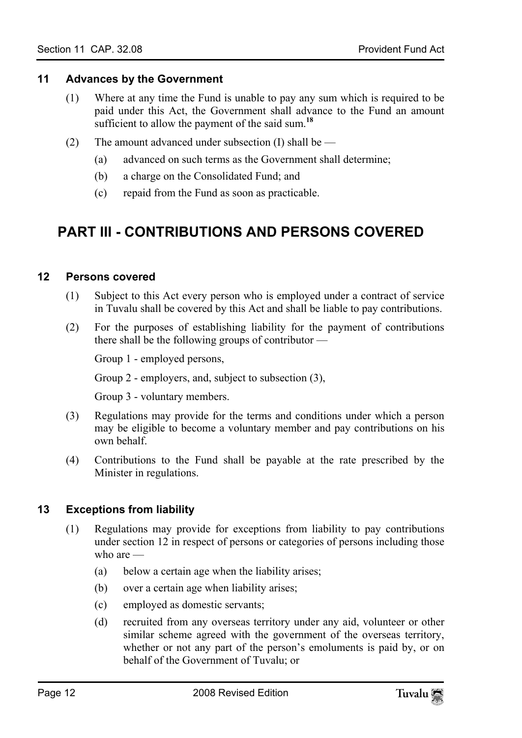### 11 Advances by the Government

(1) Where at any time the Fund is unable to pay any sum which is required to be paid under this Act, the Government shall advance to the Fund an amount sufficient to allow the payment of the said sum.[18]

(2) The amount advanced under subsection (I) shall be —

  (a) advanced on such terms as the Government shall determine;

  (b) a charge on the Consolidated Fund; and

  (c) repaid from the Fund as soon as practicable.

## PART III - CONTRIBUTIONS AND PERSONS COVERED

### 12 Persons covered

(1) Subject to this Act every person who is employed under a contract of service in Tuvalu shall be covered by this Act and shall be liable to pay contributions.

(2) For the purposes of establishing liability for the payment of contributions there shall be the following groups of contributor —

Group 1 - employed persons,

Group 2 - employers, and, subject to subsection (3),

Group 3 - voluntary members.

(3) Regulations may provide for the terms and conditions under which a person may be eligible to become a voluntary member and pay contributions on his own behalf.

(4) Contributions to the Fund shall be payable at the rate prescribed by the Minister in regulations.

### 13 Exceptions from liability

(1) Regulations may provide for exceptions from liability to pay contributions under section 12 in respect of persons or categories of persons including those who are —

  (a) below a certain age when the liability arises;

  (b) over a certain age when liability arises;

  (c) employed as domestic servants;

  (d) recruited from any overseas territory under any aid, volunteer or other similar scheme agreed with the government of the overseas territory, whether or not any part of the person's emoluments is paid by, or on behalf of the Government of Tuvalu; or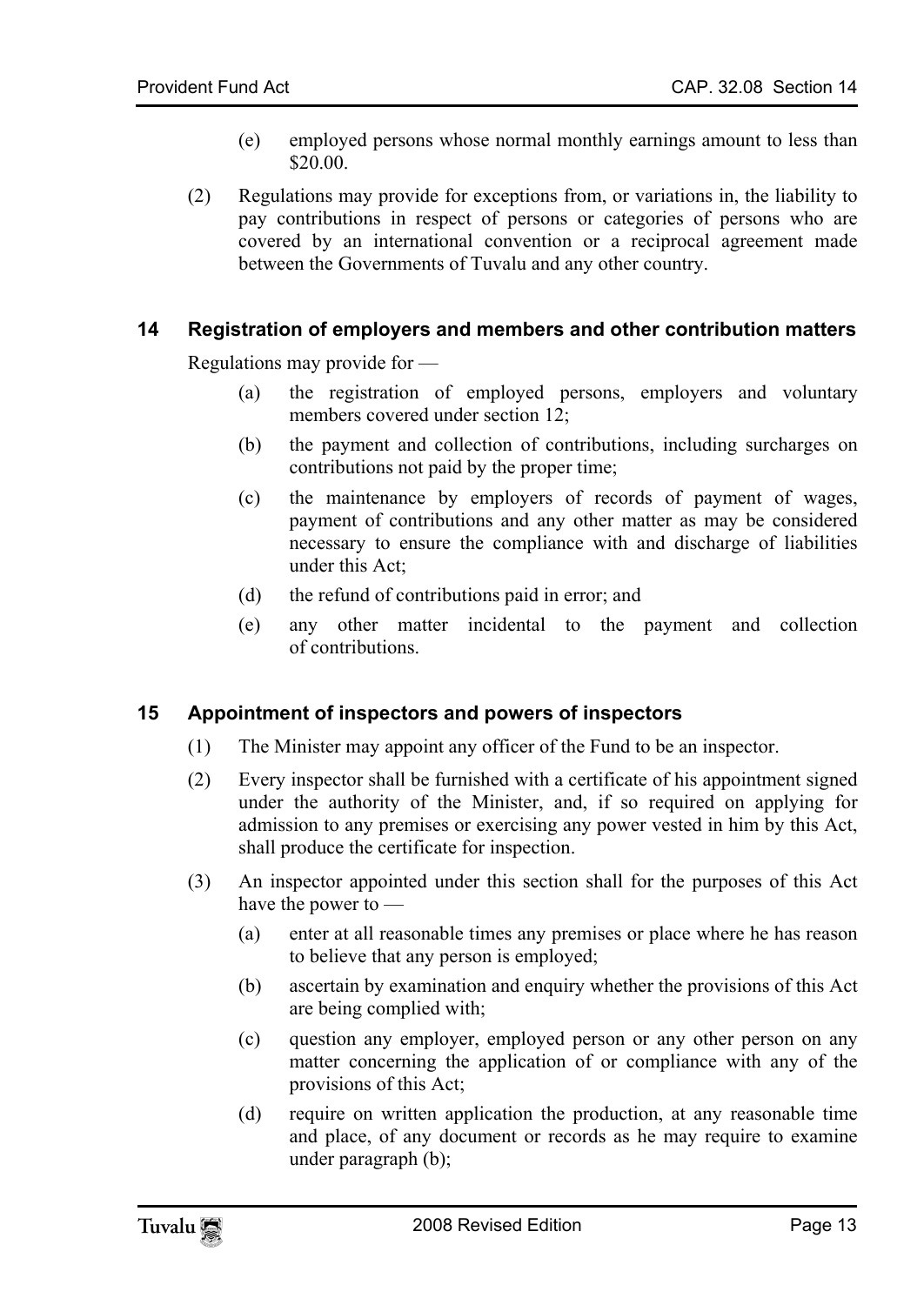(e) employed persons whose normal monthly earnings amount to less than $20.00.

(2) Regulations may provide for exceptions from, or variations in, the liability to pay contributions in respect of persons or categories of persons who are covered by an international convention or a reciprocal agreement made between the Governments of Tuvalu and any other country.

### 14 Registration of employers and members and other contribution matters

Regulations may provide for —

(a) the registration of employed persons, employers and voluntary members covered under section 12;

(b) the payment and collection of contributions, including surcharges on contributions not paid by the proper time;

(c) the maintenance by employers of records of payment of wages, payment of contributions and any other matter as may be considered necessary to ensure the compliance with and discharge of liabilities under this Act;

(d) the refund of contributions paid in error; and

(e) any other matter incidental to the payment and collection of contributions.

### 15 Appointment of inspectors and powers of inspectors

(1) The Minister may appoint any officer of the Fund to be an inspector.

(2) Every inspector shall be furnished with a certificate of his appointment signed under the authority of the Minister, and, if so required on applying for admission to any premises or exercising any power vested in him by this Act, shall produce the certificate for inspection.

(3) An inspector appointed under this section shall for the purposes of this Act have the power to —

(a) enter at all reasonable times any premises or place where he has reason to believe that any person is employed;

(b) ascertain by examination and enquiry whether the provisions of this Act are being complied with;

(c) question any employer, employed person or any other person on any matter concerning the application of or compliance with any of the provisions of this Act;

(d) require on written application the production, at any reasonable time and place, of any document or records as he may require to examine under paragraph (b);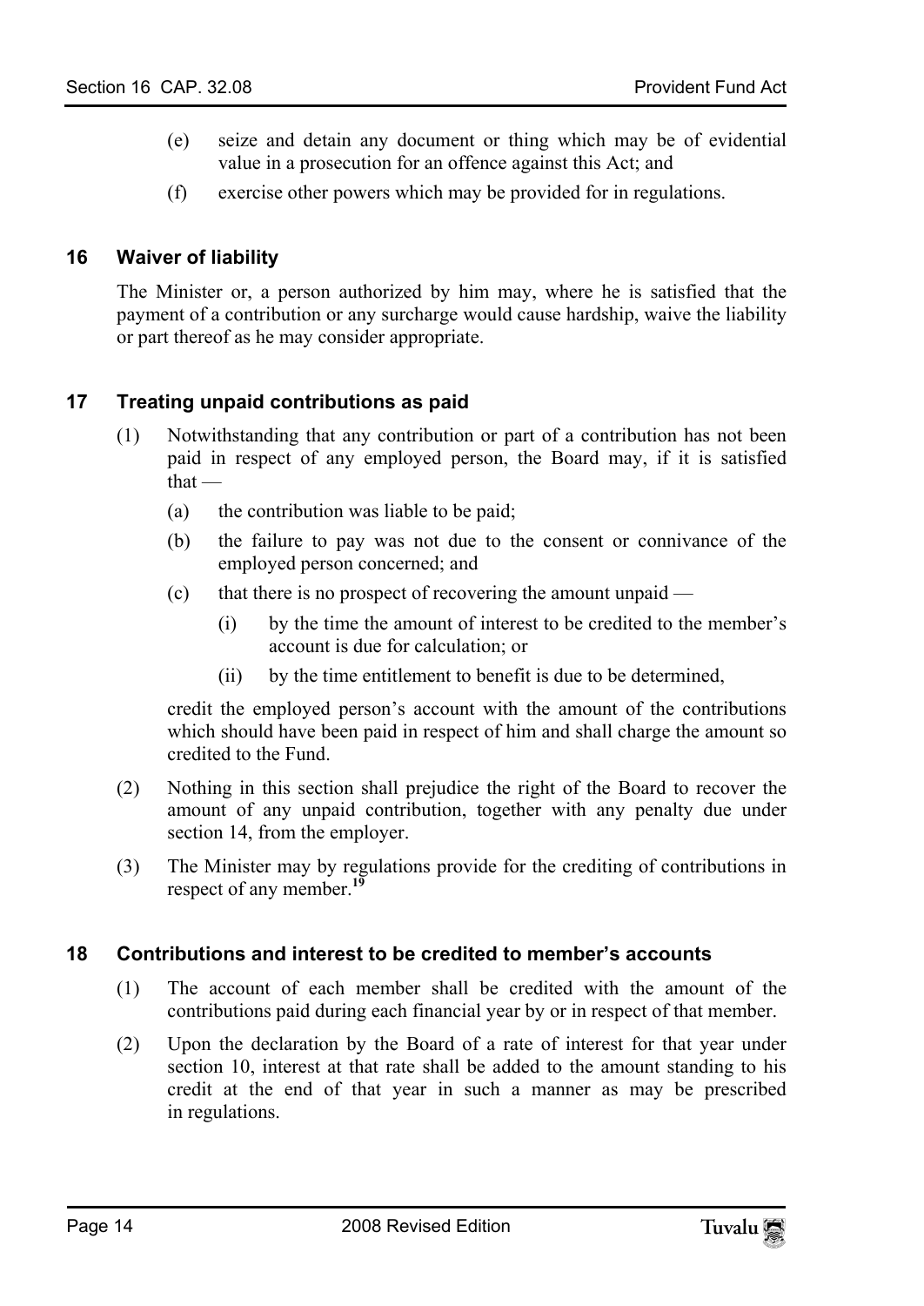(e) seize and detain any document or thing which may be of evidential value in a prosecution for an offence against this Act; and

(f) exercise other powers which may be provided for in regulations.

## 16 Waiver of liability

The Minister or, a person authorized by him may, where he is satisfied that the payment of a contribution or any surcharge would cause hardship, waive the liability or part thereof as he may consider appropriate.

## 17 Treating unpaid contributions as paid

(1) Notwithstanding that any contribution or part of a contribution has not been paid in respect of any employed person, the Board may, if it is satisfied that —

(a) the contribution was liable to be paid;

(b) the failure to pay was not due to the consent or connivance of the employed person concerned; and

(c) that there is no prospect of recovering the amount unpaid —

(i) by the time the amount of interest to be credited to the member's account is due for calculation; or

(ii) by the time entitlement to benefit is due to be determined,

credit the employed person's account with the amount of the contributions which should have been paid in respect of him and shall charge the amount so credited to the Fund.

(2) Nothing in this section shall prejudice the right of the Board to recover the amount of any unpaid contribution, together with any penalty due under section 14, from the employer.

(3) The Minister may by regulations provide for the crediting of contributions in respect of any member.[19]

## 18 Contributions and interest to be credited to member's accounts

(1) The account of each member shall be credited with the amount of the contributions paid during each financial year by or in respect of that member.

(2) Upon the declaration by the Board of a rate of interest for that year under section 10, interest at that rate shall be added to the amount standing to his credit at the end of that year in such a manner as may be prescribed in regulations.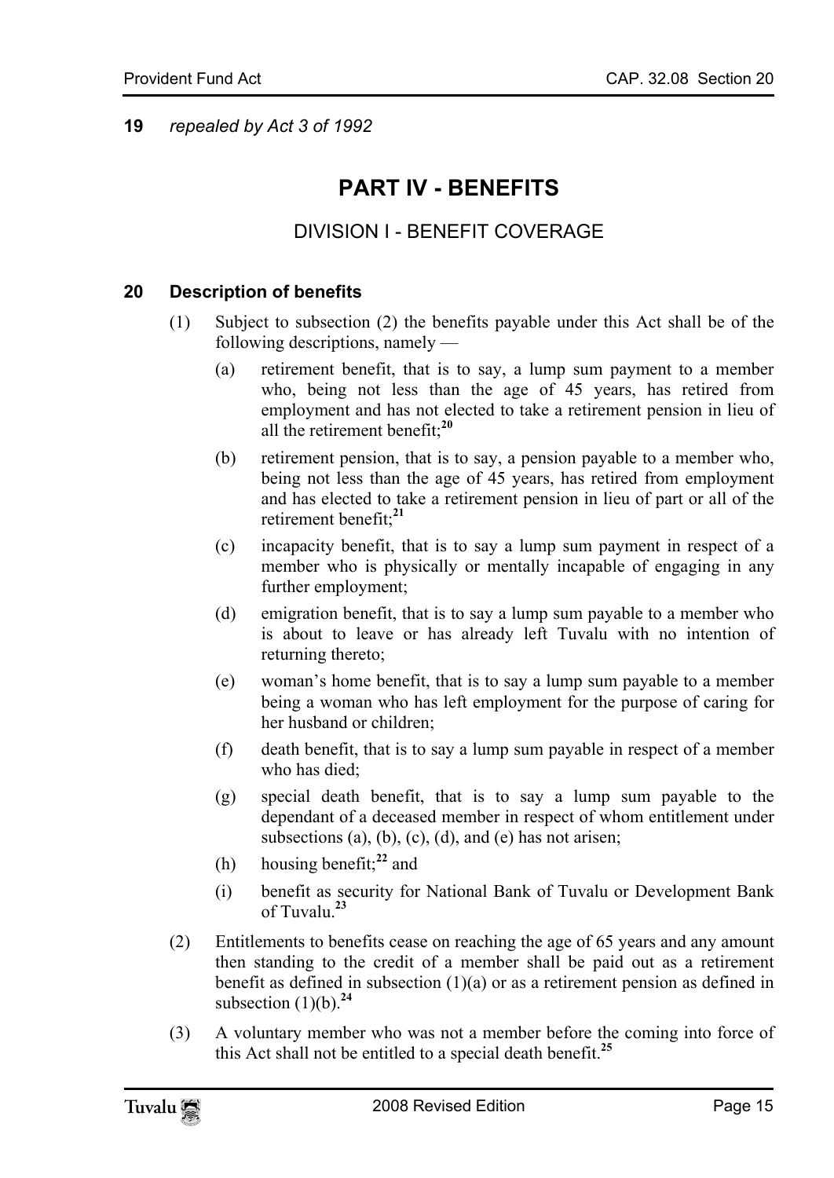**19** *repealed by Act 3 of 1992*

# PART IV - BENEFITS

## DIVISION I - BENEFIT COVERAGE

### 20 Description of benefits

(1) Subject to subsection (2) the benefits payable under this Act shall be of the following descriptions, namely —

(a) retirement benefit, that is to say, a lump sum payment to a member who, being not less than the age of 45 years, has retired from employment and has not elected to take a retirement pension in lieu of all the retirement benefit;[20]

(b) retirement pension, that is to say, a pension payable to a member who, being not less than the age of 45 years, has retired from employment and has elected to take a retirement pension in lieu of part or all of the retirement benefit;[21]

(c) incapacity benefit, that is to say a lump sum payment in respect of a member who is physically or mentally incapable of engaging in any further employment;

(d) emigration benefit, that is to say a lump sum payable to a member who is about to leave or has already left Tuvalu with no intention of returning thereto;

(e) woman's home benefit, that is to say a lump sum payable to a member being a woman who has left employment for the purpose of caring for her husband or children;

(f) death benefit, that is to say a lump sum payable in respect of a member who has died;

(g) special death benefit, that is to say a lump sum payable to the dependant of a deceased member in respect of whom entitlement under subsections (a), (b), (c), (d), and (e) has not arisen;

(h) housing benefit;[22] and

(i) benefit as security for National Bank of Tuvalu or Development Bank of Tuvalu.[23]

(2) Entitlements to benefits cease on reaching the age of 65 years and any amount then standing to the credit of a member shall be paid out as a retirement benefit as defined in subsection (1)(a) or as a retirement pension as defined in subsection (1)(b).[24]

(3) A voluntary member who was not a member before the coming into force of this Act shall not be entitled to a special death benefit.[25]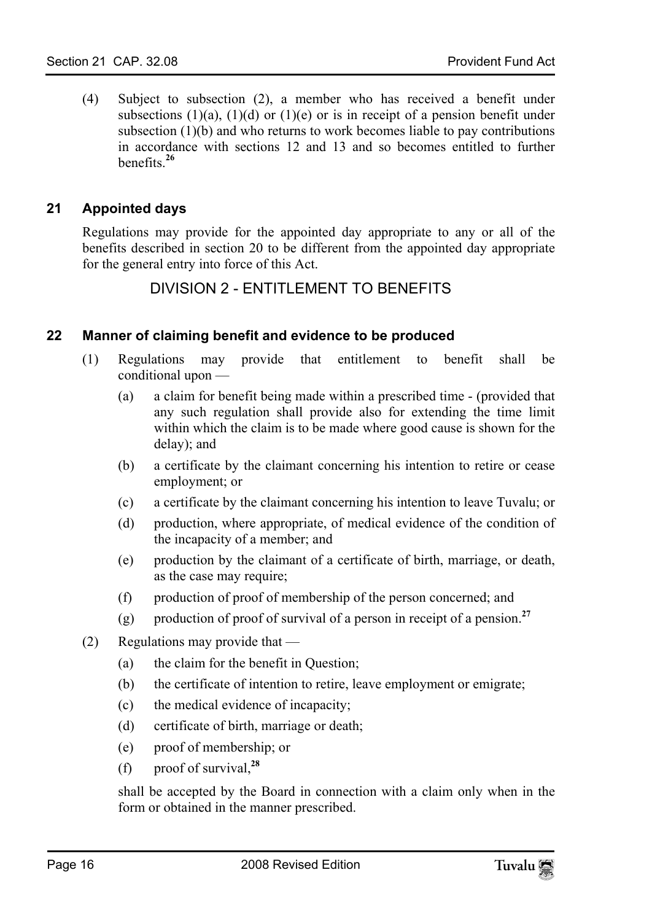(4) Subject to subsection (2), a member who has received a benefit under subsections (1)(a), (1)(d) or (1)(e) or is in receipt of a pension benefit under subsection (1)(b) and who returns to work becomes liable to pay contributions in accordance with sections 12 and 13 and so becomes entitled to further benefits.[26]

### 21 Appointed days

Regulations may provide for the appointed day appropriate to any or all of the benefits described in section 20 to be different from the appointed day appropriate for the general entry into force of this Act.

## DIVISION 2 - ENTITLEMENT TO BENEFITS

### 22 Manner of claiming benefit and evidence to be produced

(1) Regulations may provide that entitlement to benefit shall be conditional upon —

(a) a claim for benefit being made within a prescribed time - (provided that any such regulation shall provide also for extending the time limit within which the claim is to be made where good cause is shown for the delay); and

(b) a certificate by the claimant concerning his intention to retire or cease employment; or

(c) a certificate by the claimant concerning his intention to leave Tuvalu; or

(d) production, where appropriate, of medical evidence of the condition of the incapacity of a member; and

(e) production by the claimant of a certificate of birth, marriage, or death, as the case may require;

(f) production of proof of membership of the person concerned; and

(g) production of proof of survival of a person in receipt of a pension.[27]

(2) Regulations may provide that —

(a) the claim for the benefit in Question;

(b) the certificate of intention to retire, leave employment or emigrate;

(c) the medical evidence of incapacity;

(d) certificate of birth, marriage or death;

(e) proof of membership; or

(f) proof of survival,[28]

shall be accepted by the Board in connection with a claim only when in the form or obtained in the manner prescribed.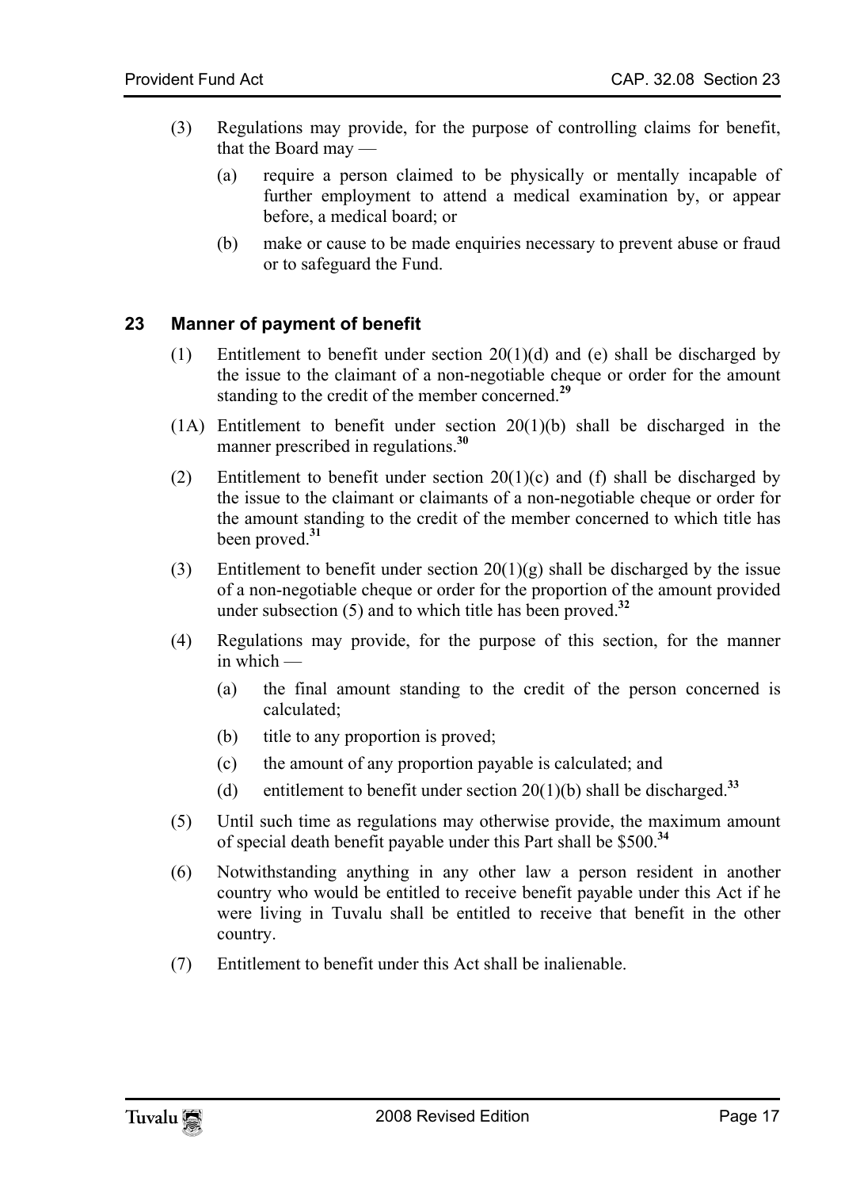(3) Regulations may provide, for the purpose of controlling claims for benefit, that the Board may —

   (a) require a person claimed to be physically or mentally incapable of further employment to attend a medical examination by, or appear before, a medical board; or

   (b) make or cause to be made enquiries necessary to prevent abuse or fraud or to safeguard the Fund.

## 23 Manner of payment of benefit

(1) Entitlement to benefit under section 20(1)(d) and (e) shall be discharged by the issue to the claimant of a non-negotiable cheque or order for the amount standing to the credit of the member concerned.[29]

(1A) Entitlement to benefit under section 20(1)(b) shall be discharged in the manner prescribed in regulations.[30]

(2) Entitlement to benefit under section 20(1)(c) and (f) shall be discharged by the issue to the claimant or claimants of a non-negotiable cheque or order for the amount standing to the credit of the member concerned to which title has been proved.[31]

(3) Entitlement to benefit under section 20(1)(g) shall be discharged by the issue of a non-negotiable cheque or order for the proportion of the amount provided under subsection (5) and to which title has been proved.[32]

(4) Regulations may provide, for the purpose of this section, for the manner in which —

   (a) the final amount standing to the credit of the person concerned is calculated;

   (b) title to any proportion is proved;

   (c) the amount of any proportion payable is calculated; and

   (d) entitlement to benefit under section 20(1)(b) shall be discharged.[33]

(5) Until such time as regulations may otherwise provide, the maximum amount of special death benefit payable under this Part shall be $500.[34]

(6) Notwithstanding anything in any other law a person resident in another country who would be entitled to receive benefit payable under this Act if he were living in Tuvalu shall be entitled to receive that benefit in the other country.

(7) Entitlement to benefit under this Act shall be inalienable.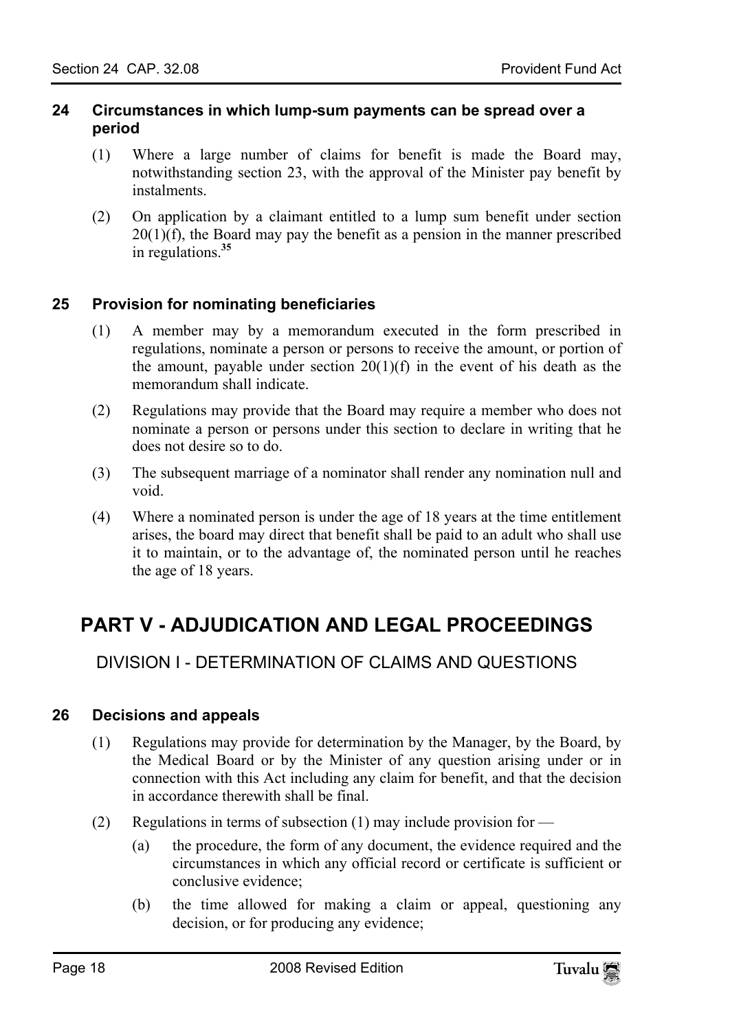### 24 Circumstances in which lump-sum payments can be spread over a period

(1) Where a large number of claims for benefit is made the Board may, notwithstanding section 23, with the approval of the Minister pay benefit by instalments.

(2) On application by a claimant entitled to a lump sum benefit under section 20(1)(f), the Board may pay the benefit as a pension in the manner prescribed in regulations.[35]

### 25 Provision for nominating beneficiaries

(1) A member may by a memorandum executed in the form prescribed in regulations, nominate a person or persons to receive the amount, or portion of the amount, payable under section 20(1)(f) in the event of his death as the memorandum shall indicate.

(2) Regulations may provide that the Board may require a member who does not nominate a person or persons under this section to declare in writing that he does not desire so to do.

(3) The subsequent marriage of a nominator shall render any nomination null and void.

(4) Where a nominated person is under the age of 18 years at the time entitlement arises, the board may direct that benefit shall be paid to an adult who shall use it to maintain, or to the advantage of, the nominated person until he reaches the age of 18 years.

# PART V - ADJUDICATION AND LEGAL PROCEEDINGS

## DIVISION I - DETERMINATION OF CLAIMS AND QUESTIONS

### 26 Decisions and appeals

(1) Regulations may provide for determination by the Manager, by the Board, by the Medical Board or by the Minister of any question arising under or in connection with this Act including any claim for benefit, and that the decision in accordance therewith shall be final.

(2) Regulations in terms of subsection (1) may include provision for —

(a) the procedure, the form of any document, the evidence required and the circumstances in which any official record or certificate is sufficient or conclusive evidence;

(b) the time allowed for making a claim or appeal, questioning any decision, or for producing any evidence;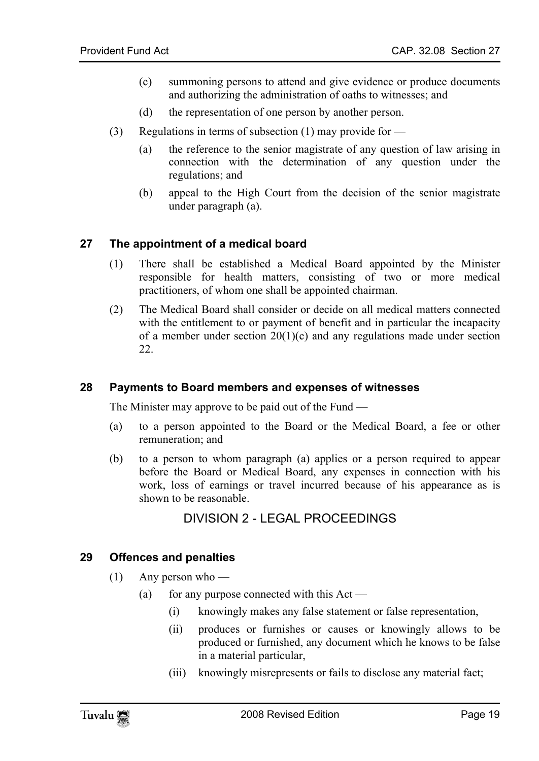(c) summoning persons to attend and give evidence or produce documents and authorizing the administration of oaths to witnesses; and

(d) the representation of one person by another person.

(3) Regulations in terms of subsection (1) may provide for —

(a) the reference to the senior magistrate of any question of law arising in connection with the determination of any question under the regulations; and

(b) appeal to the High Court from the decision of the senior magistrate under paragraph (a).

### 27 The appointment of a medical board

(1) There shall be established a Medical Board appointed by the Minister responsible for health matters, consisting of two or more medical practitioners, of whom one shall be appointed chairman.

(2) The Medical Board shall consider or decide on all medical matters connected with the entitlement to or payment of benefit and in particular the incapacity of a member under section 20(1)(c) and any regulations made under section 22.

### 28 Payments to Board members and expenses of witnesses

The Minister may approve to be paid out of the Fund —

(a) to a person appointed to the Board or the Medical Board, a fee or other remuneration; and

(b) to a person to whom paragraph (a) applies or a person required to appear before the Board or Medical Board, any expenses in connection with his work, loss of earnings or travel incurred because of his appearance as is shown to be reasonable.

## DIVISION 2 - LEGAL PROCEEDINGS

### 29 Offences and penalties

(1) Any person who —

(a) for any purpose connected with this Act —

(i) knowingly makes any false statement or false representation,

(ii) produces or furnishes or causes or knowingly allows to be produced or furnished, any document which he knows to be false in a material particular,

(iii) knowingly misrepresents or fails to disclose any material fact;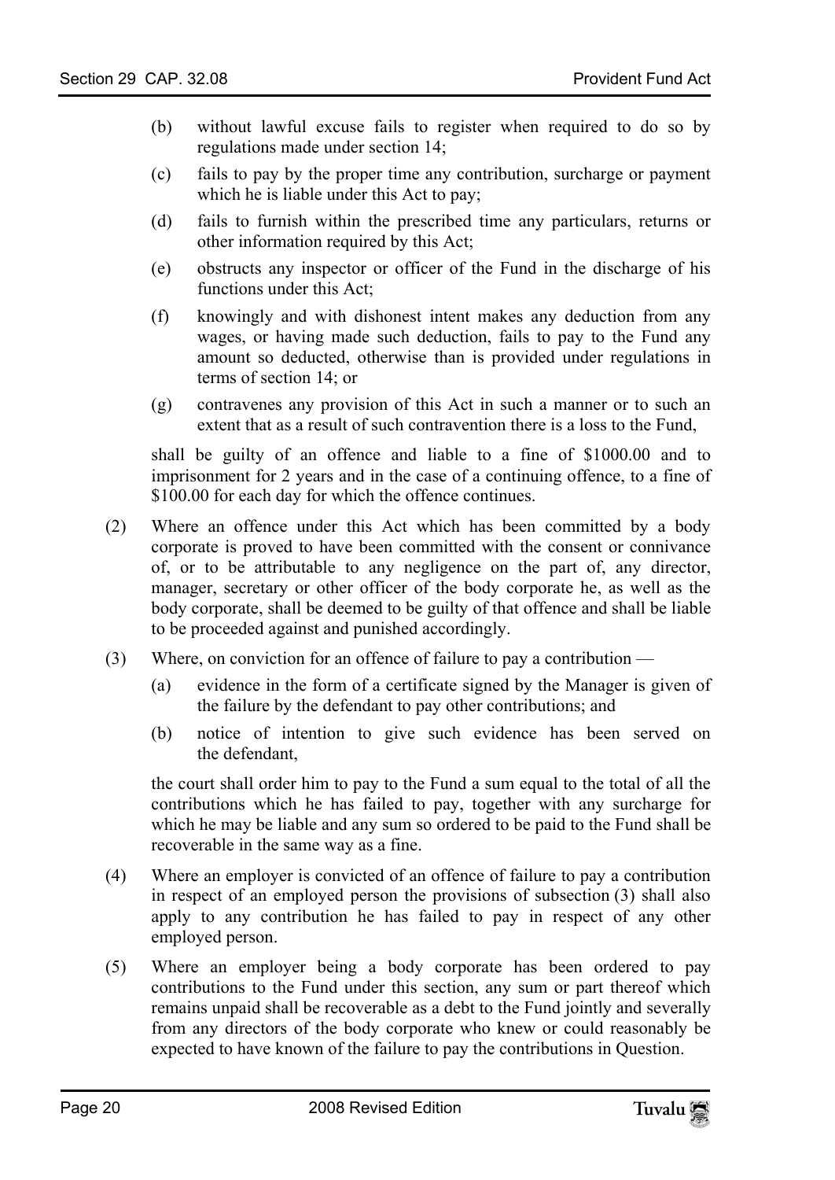(b) without lawful excuse fails to register when required to do so by regulations made under section 14;

(c) fails to pay by the proper time any contribution, surcharge or payment which he is liable under this Act to pay;

(d) fails to furnish within the prescribed time any particulars, returns or other information required by this Act;

(e) obstructs any inspector or officer of the Fund in the discharge of his functions under this Act;

(f) knowingly and with dishonest intent makes any deduction from any wages, or having made such deduction, fails to pay to the Fund any amount so deducted, otherwise than is provided under regulations in terms of section 14; or

(g) contravenes any provision of this Act in such a manner or to such an extent that as a result of such contravention there is a loss to the Fund,

shall be guilty of an offence and liable to a fine of $1000.00 and to imprisonment for 2 years and in the case of a continuing offence, to a fine of $100.00 for each day for which the offence continues.

(2) Where an offence under this Act which has been committed by a body corporate is proved to have been committed with the consent or connivance of, or to be attributable to any negligence on the part of, any director, manager, secretary or other officer of the body corporate he, as well as the body corporate, shall be deemed to be guilty of that offence and shall be liable to be proceeded against and punished accordingly.

(3) Where, on conviction for an offence of failure to pay a contribution —

(a) evidence in the form of a certificate signed by the Manager is given of the failure by the defendant to pay other contributions; and

(b) notice of intention to give such evidence has been served on the defendant,

the court shall order him to pay to the Fund a sum equal to the total of all the contributions which he has failed to pay, together with any surcharge for which he may be liable and any sum so ordered to be paid to the Fund shall be recoverable in the same way as a fine.

(4) Where an employer is convicted of an offence of failure to pay a contribution in respect of an employed person the provisions of subsection (3) shall also apply to any contribution he has failed to pay in respect of any other employed person.

(5) Where an employer being a body corporate has been ordered to pay contributions to the Fund under this section, any sum or part thereof which remains unpaid shall be recoverable as a debt to the Fund jointly and severally from any directors of the body corporate who knew or could reasonably be expected to have known of the failure to pay the contributions in Question.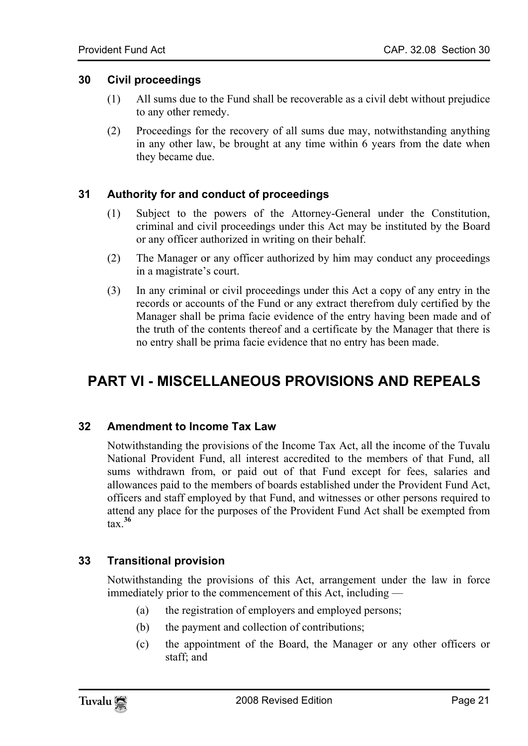### 30 Civil proceedings

(1) All sums due to the Fund shall be recoverable as a civil debt without prejudice to any other remedy.

(2) Proceedings for the recovery of all sums due may, notwithstanding anything in any other law, be brought at any time within 6 years from the date when they became due.

### 31 Authority for and conduct of proceedings

(1) Subject to the powers of the Attorney-General under the Constitution, criminal and civil proceedings under this Act may be instituted by the Board or any officer authorized in writing on their behalf.

(2) The Manager or any officer authorized by him may conduct any proceedings in a magistrate's court.

(3) In any criminal or civil proceedings under this Act a copy of any entry in the records or accounts of the Fund or any extract therefrom duly certified by the Manager shall be prima facie evidence of the entry having been made and of the truth of the contents thereof and a certificate by the Manager that there is no entry shall be prima facie evidence that no entry has been made.

## PART VI - MISCELLANEOUS PROVISIONS AND REPEALS

### 32 Amendment to Income Tax Law

Notwithstanding the provisions of the Income Tax Act, all the income of the Tuvalu National Provident Fund, all interest accredited to the members of that Fund, all sums withdrawn from, or paid out of that Fund except for fees, salaries and allowances paid to the members of boards established under the Provident Fund Act, officers and staff employed by that Fund, and witnesses or other persons required to attend any place for the purposes of the Provident Fund Act shall be exempted from tax.[36]

### 33 Transitional provision

Notwithstanding the provisions of this Act, arrangement under the law in force immediately prior to the commencement of this Act, including —

(a) the registration of employers and employed persons;

(b) the payment and collection of contributions;

(c) the appointment of the Board, the Manager or any other officers or staff; and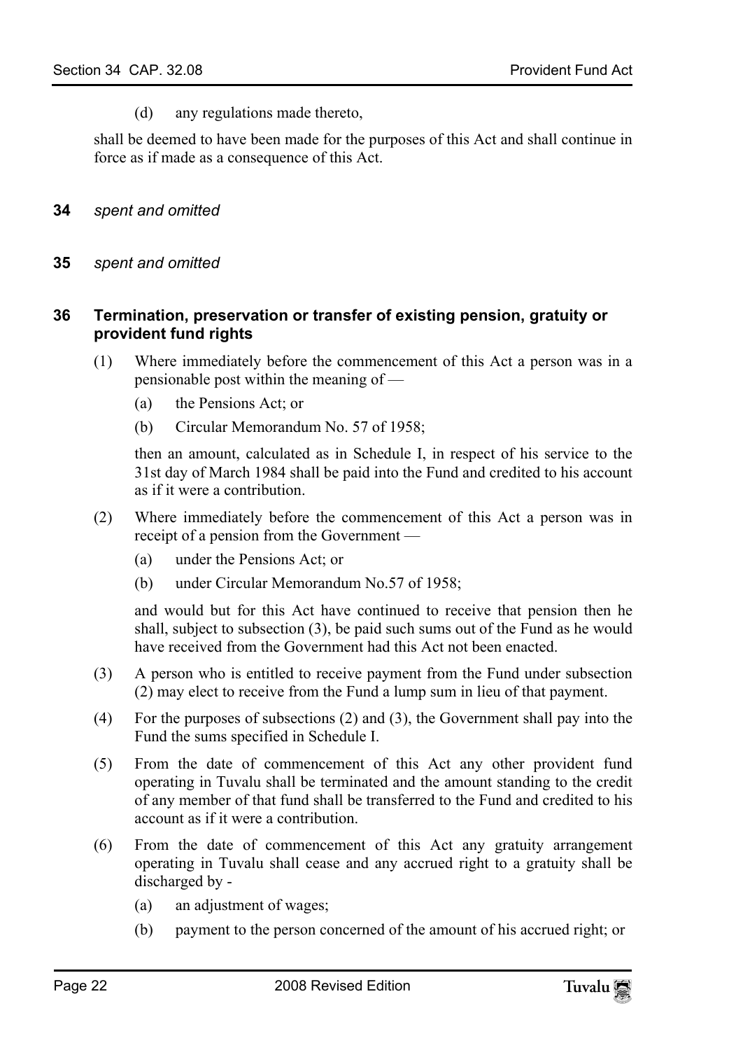(d) any regulations made thereto,

shall be deemed to have been made for the purposes of this Act and shall continue in force as if made as a consequence of this Act.

**34** *spent and omitted*

**35** *spent and omitted*

### 36 Termination, preservation or transfer of existing pension, gratuity or provident fund rights

(1) Where immediately before the commencement of this Act a person was in a pensionable post within the meaning of —

(a) the Pensions Act; or

(b) Circular Memorandum No. 57 of 1958;

then an amount, calculated as in Schedule I, in respect of his service to the 31st day of March 1984 shall be paid into the Fund and credited to his account as if it were a contribution.

(2) Where immediately before the commencement of this Act a person was in receipt of a pension from the Government —

(a) under the Pensions Act; or

(b) under Circular Memorandum No.57 of 1958;

and would but for this Act have continued to receive that pension then he shall, subject to subsection (3), be paid such sums out of the Fund as he would have received from the Government had this Act not been enacted.

(3) A person who is entitled to receive payment from the Fund under subsection (2) may elect to receive from the Fund a lump sum in lieu of that payment.

(4) For the purposes of subsections (2) and (3), the Government shall pay into the Fund the sums specified in Schedule I.

(5) From the date of commencement of this Act any other provident fund operating in Tuvalu shall be terminated and the amount standing to the credit of any member of that fund shall be transferred to the Fund and credited to his account as if it were a contribution.

(6) From the date of commencement of this Act any gratuity arrangement operating in Tuvalu shall cease and any accrued right to a gratuity shall be discharged by -

(a) an adjustment of wages;

(b) payment to the person concerned of the amount of his accrued right; or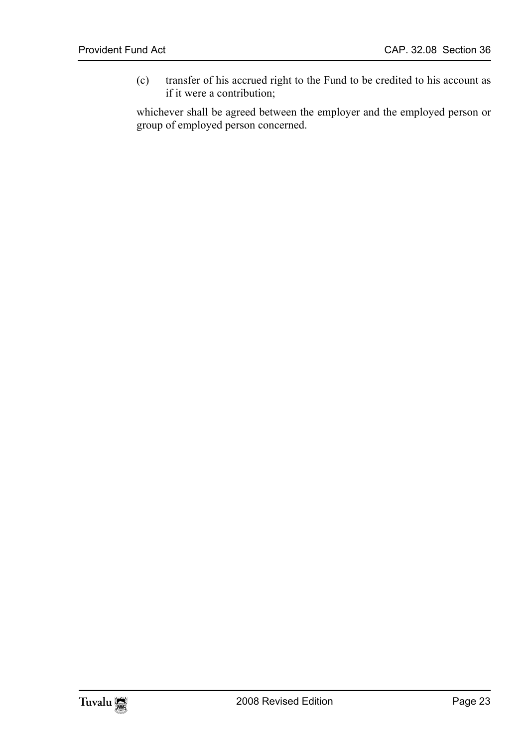(c) transfer of his accrued right to the Fund to be credited to his account as if it were a contribution;

whichever shall be agreed between the employer and the employed person or group of employed person concerned.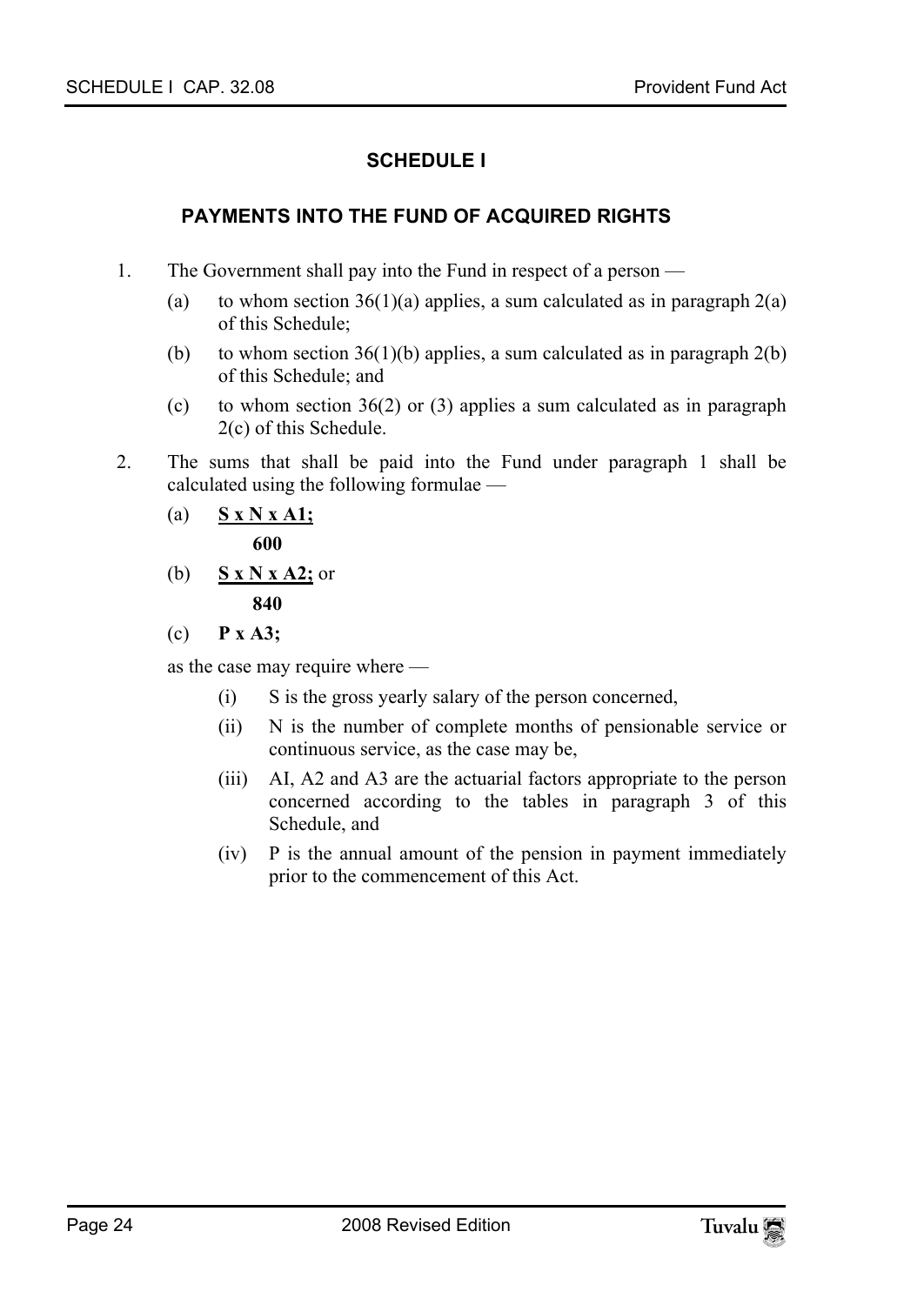## SCHEDULE I

### PAYMENTS INTO THE FUND OF ACQUIRED RIGHTS

1. The Government shall pay into the Fund in respect of a person —
   - (a) to whom section 36(1)(a) applies, a sum calculated as in paragraph 2(a) of this Schedule;
   - (b) to whom section 36(1)(b) applies, a sum calculated as in paragraph 2(b) of this Schedule; and
   - (c) to whom section 36(2) or (3) applies a sum calculated as in paragraph 2(c) of this Schedule.

2. The sums that shall be paid into the Fund under paragraph 1 shall be calculated using the following formulae —
   - (a) $\frac{S \times N \times A1}{600}$;
   - (b) $\frac{S \times N \times A2}{840}$; or
   - (c) $P \times A3$;

   as the case may require where —
   - (i) S is the gross yearly salary of the person concerned,
   - (ii) N is the number of complete months of pensionable service or continuous service, as the case may be,
   - (iii) AI, A2 and A3 are the actuarial factors appropriate to the person concerned according to the tables in paragraph 3 of this Schedule, and
   - (iv) P is the annual amount of the pension in payment immediately prior to the commencement of this Act.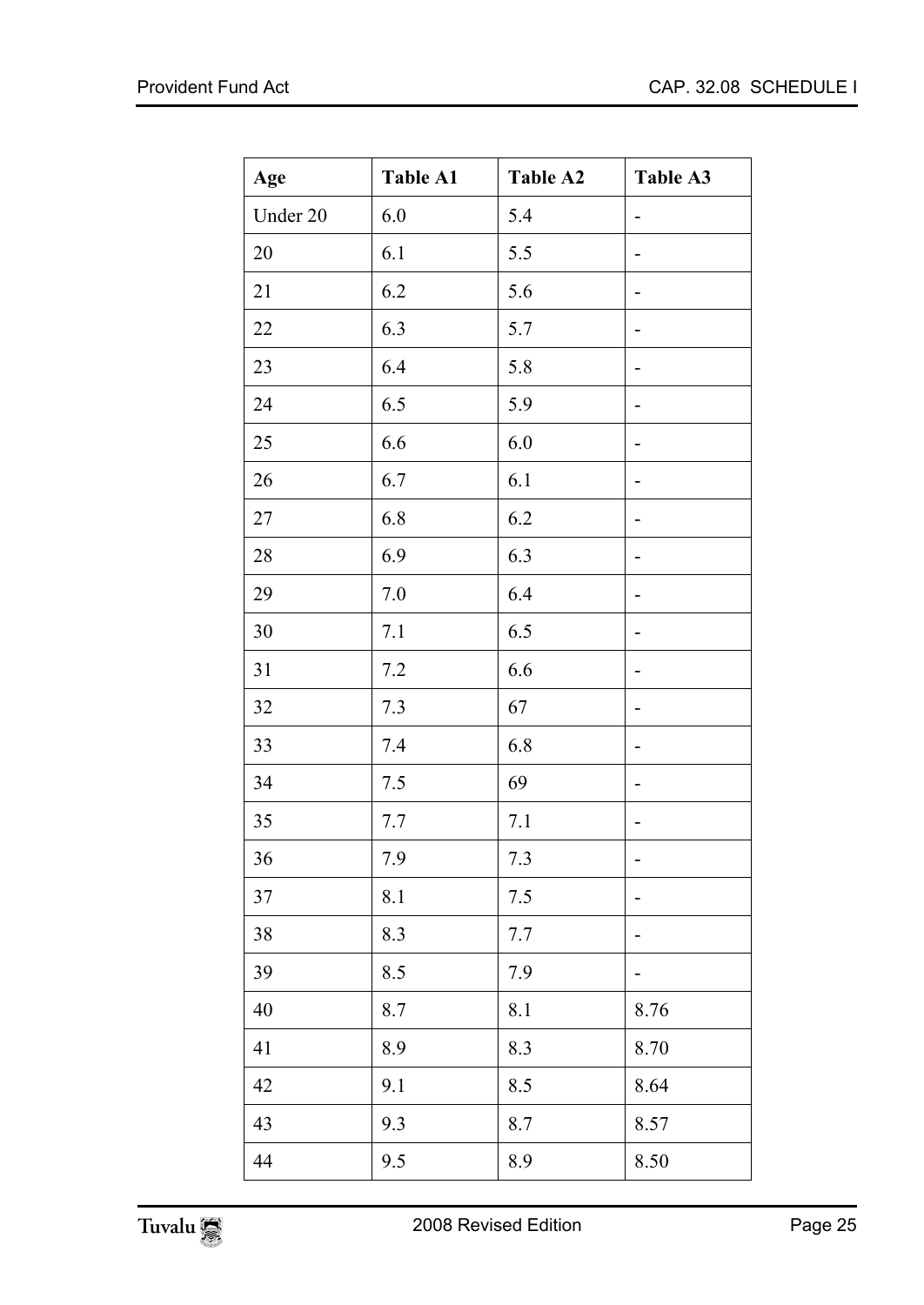| Age | Table A1 | Table A2 | Table A3 |
|---|---|---|---|
| Under 20 | 6.0 | 5.4 | - |
| 20 | 6.1 | 5.5 | - |
| 21 | 6.2 | 5.6 | - |
| 22 | 6.3 | 5.7 | - |
| 23 | 6.4 | 5.8 | - |
| 24 | 6.5 | 5.9 | - |
| 25 | 6.6 | 6.0 | - |
| 26 | 6.7 | 6.1 | - |
| 27 | 6.8 | 6.2 | - |
| 28 | 6.9 | 6.3 | - |
| 29 | 7.0 | 6.4 | - |
| 30 | 7.1 | 6.5 | - |
| 31 | 7.2 | 6.6 | - |
| 32 | 7.3 | 67 | - |
| 33 | 7.4 | 6.8 | - |
| 34 | 7.5 | 69 | - |
| 35 | 7.7 | 7.1 | - |
| 36 | 7.9 | 7.3 | - |
| 37 | 8.1 | 7.5 | - |
| 38 | 8.3 | 7.7 | - |
| 39 | 8.5 | 7.9 | - |
| 40 | 8.7 | 8.1 | 8.76 |
| 41 | 8.9 | 8.3 | 8.70 |
| 42 | 9.1 | 8.5 | 8.64 |
| 43 | 9.3 | 8.7 | 8.57 |
| 44 | 9.5 | 8.9 | 8.50 |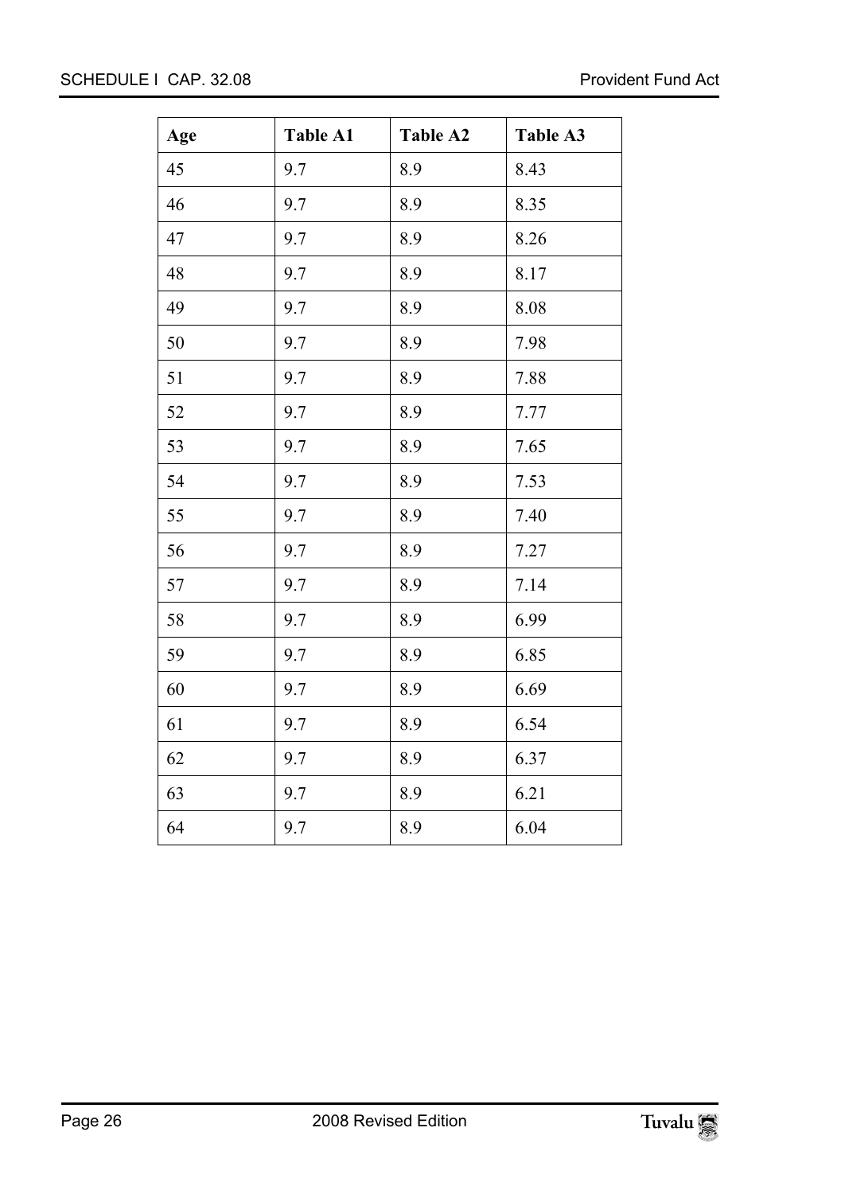| Age | Table A1 | Table A2 | Table A3 |
|---|---|---|---|
| 45 | 9.7 | 8.9 | 8.43 |
| 46 | 9.7 | 8.9 | 8.35 |
| 47 | 9.7 | 8.9 | 8.26 |
| 48 | 9.7 | 8.9 | 8.17 |
| 49 | 9.7 | 8.9 | 8.08 |
| 50 | 9.7 | 8.9 | 7.98 |
| 51 | 9.7 | 8.9 | 7.88 |
| 52 | 9.7 | 8.9 | 7.77 |
| 53 | 9.7 | 8.9 | 7.65 |
| 54 | 9.7 | 8.9 | 7.53 |
| 55 | 9.7 | 8.9 | 7.40 |
| 56 | 9.7 | 8.9 | 7.27 |
| 57 | 9.7 | 8.9 | 7.14 |
| 58 | 9.7 | 8.9 | 6.99 |
| 59 | 9.7 | 8.9 | 6.85 |
| 60 | 9.7 | 8.9 | 6.69 |
| 61 | 9.7 | 8.9 | 6.54 |
| 62 | 9.7 | 8.9 | 6.37 |
| 63 | 9.7 | 8.9 | 6.21 |
| 64 | 9.7 | 8.9 | 6.04 |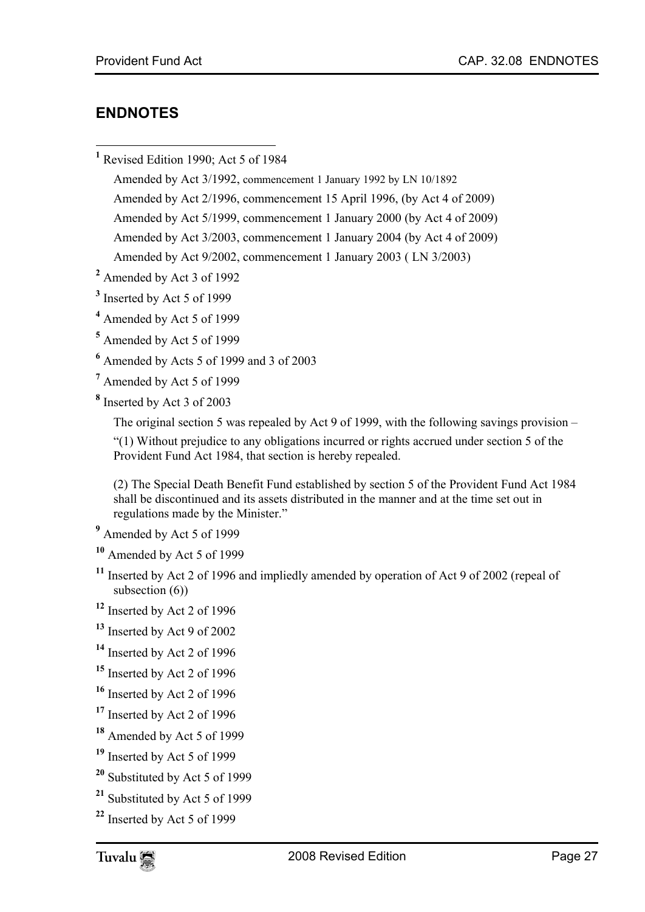## ENDNOTES

[1] Revised Edition 1990; Act 5 of 1984

Amended by Act 3/1992, commencement 1 January 1992 by LN 10/1892

Amended by Act 2/1996, commencement 15 April 1996, (by Act 4 of 2009)

Amended by Act 5/1999, commencement 1 January 2000 (by Act 4 of 2009)

Amended by Act 3/2003, commencement 1 January 2004 (by Act 4 of 2009)

Amended by Act 9/2002, commencement 1 January 2003 ( LN 3/2003)

[2] Amended by Act 3 of 1992

[3] Inserted by Act 5 of 1999

[4] Amended by Act 5 of 1999

[5] Amended by Act 5 of 1999

[6] Amended by Acts 5 of 1999 and 3 of 2003

[7] Amended by Act 5 of 1999

[8] Inserted by Act 3 of 2003

The original section 5 was repealed by Act 9 of 1999, with the following savings provision –

"(1) Without prejudice to any obligations incurred or rights accrued under section 5 of the Provident Fund Act 1984, that section is hereby repealed.

(2) The Special Death Benefit Fund established by section 5 of the Provident Fund Act 1984 shall be discontinued and its assets distributed in the manner and at the time set out in regulations made by the Minister."

[9] Amended by Act 5 of 1999

[10] Amended by Act 5 of 1999

[11] Inserted by Act 2 of 1996 and impliedly amended by operation of Act 9 of 2002 (repeal of subsection (6))

[12] Inserted by Act 2 of 1996

[13] Inserted by Act 9 of 2002

[14] Inserted by Act 2 of 1996

[15] Inserted by Act 2 of 1996

[16] Inserted by Act 2 of 1996

[17] Inserted by Act 2 of 1996

[18] Amended by Act 5 of 1999

[19] Inserted by Act 5 of 1999

[20] Substituted by Act 5 of 1999

[21] Substituted by Act 5 of 1999

[22] Inserted by Act 5 of 1999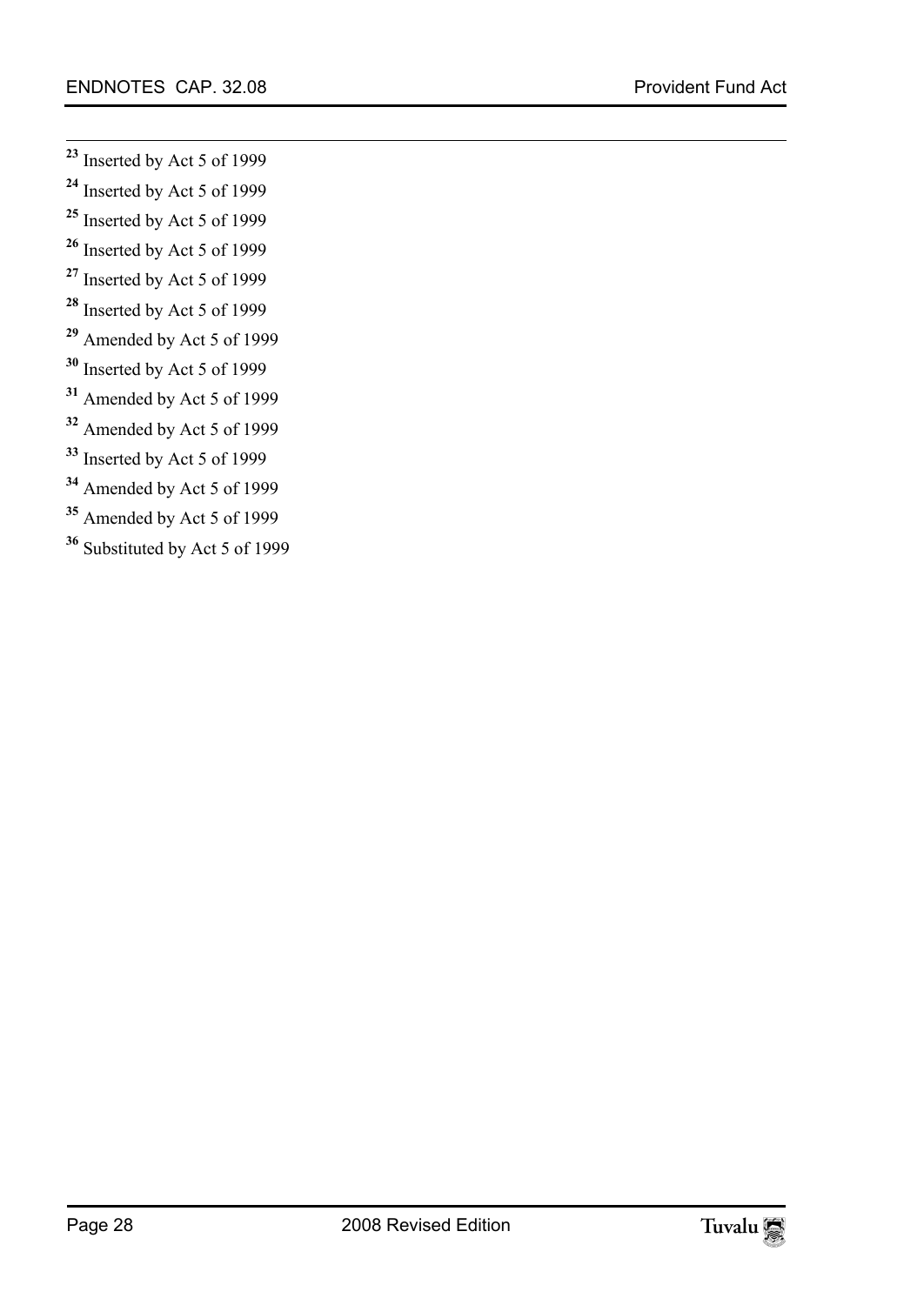[23] Inserted by Act 5 of 1999

[24] Inserted by Act 5 of 1999

[25] Inserted by Act 5 of 1999

[26] Inserted by Act 5 of 1999

[27] Inserted by Act 5 of 1999

[28] Inserted by Act 5 of 1999

[29] Amended by Act 5 of 1999

[30] Inserted by Act 5 of 1999

[31] Amended by Act 5 of 1999

[32] Amended by Act 5 of 1999

[33] Inserted by Act 5 of 1999

[34] Amended by Act 5 of 1999

[35] Amended by Act 5 of 1999

[36] Substituted by Act 5 of 1999